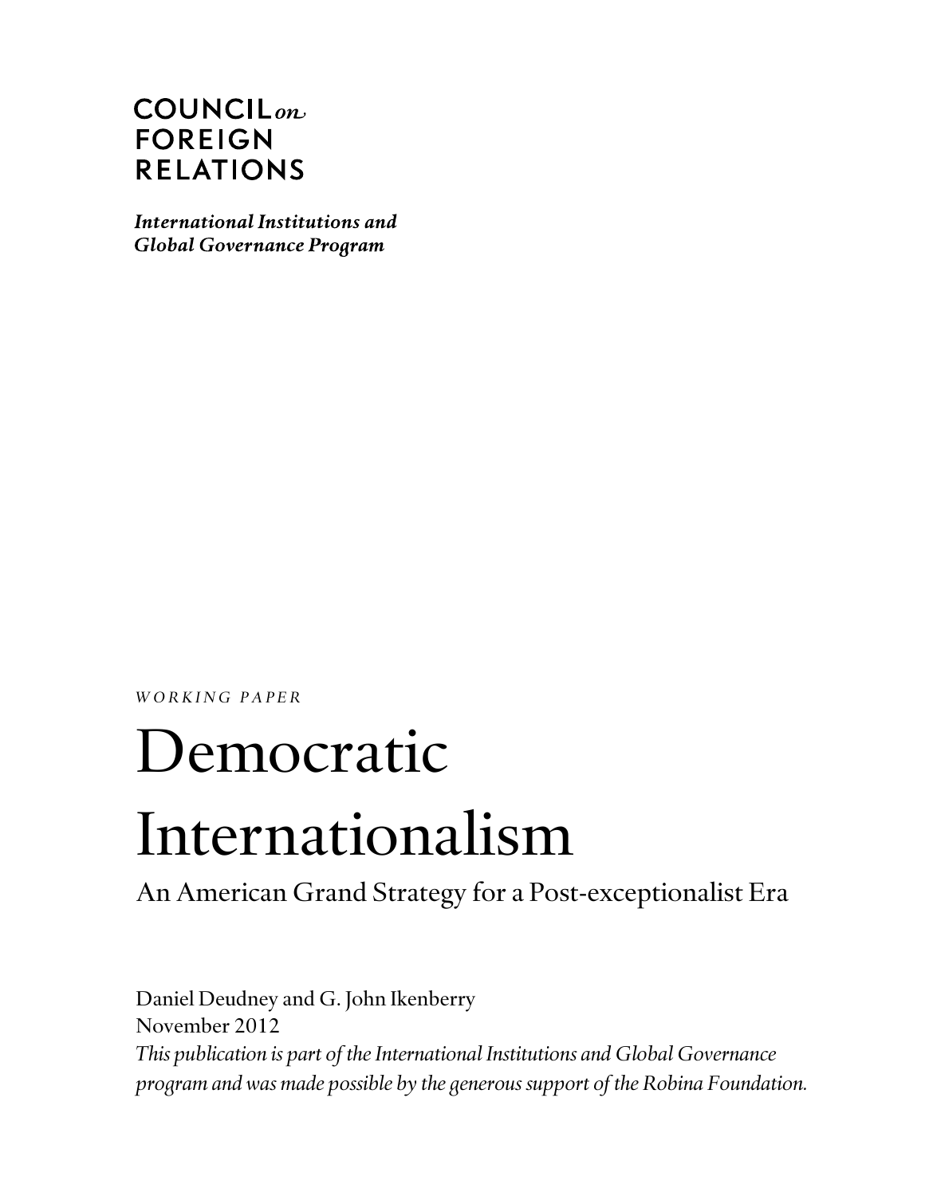COUNCIL *on* FOREIGN RELATIONS

***International Institutions and Global Governance Program***

*WORKING PAPER*

# Democratic Internationalism

## An American Grand Strategy for a Post-exceptionalist Era

Daniel Deudney and G. John Ikenberry
November 2012
*This publication is part of the International Institutions and Global Governance program and was made possible by the generous support of the Robina Foundation.*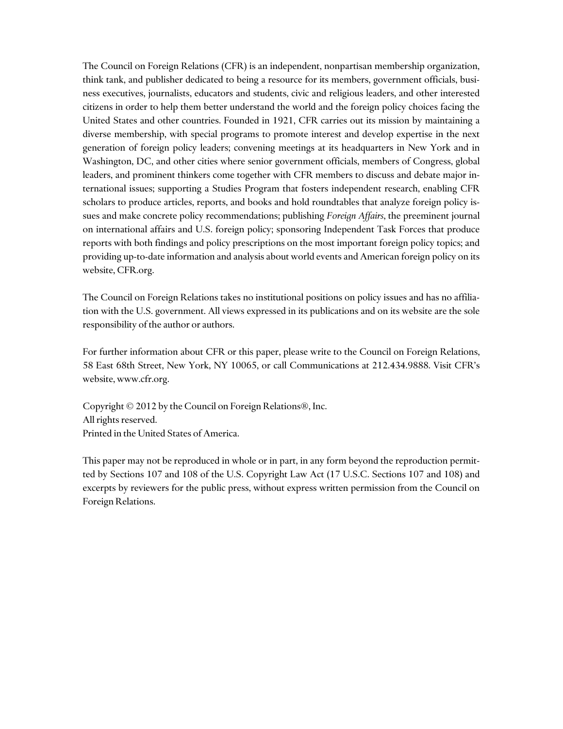The Council on Foreign Relations (CFR) is an independent, nonpartisan membership organization, think tank, and publisher dedicated to being a resource for its members, government officials, business executives, journalists, educators and students, civic and religious leaders, and other interested citizens in order to help them better understand the world and the foreign policy choices facing the United States and other countries. Founded in 1921, CFR carries out its mission by maintaining a diverse membership, with special programs to promote interest and develop expertise in the next generation of foreign policy leaders; convening meetings at its headquarters in New York and in Washington, DC, and other cities where senior government officials, members of Congress, global leaders, and prominent thinkers come together with CFR members to discuss and debate major international issues; supporting a Studies Program that fosters independent research, enabling CFR scholars to produce articles, reports, and books and hold roundtables that analyze foreign policy issues and make concrete policy recommendations; publishing *Foreign Affairs*, the preeminent journal on international affairs and U.S. foreign policy; sponsoring Independent Task Forces that produce reports with both findings and policy prescriptions on the most important foreign policy topics; and providing up-to-date information and analysis about world events and American foreign policy on its website, CFR.org.

The Council on Foreign Relations takes no institutional positions on policy issues and has no affiliation with the U.S. government. All views expressed in its publications and on its website are the sole responsibility of the author or authors.

For further information about CFR or this paper, please write to the Council on Foreign Relations, 58 East 68th Street, New York, NY 10065, or call Communications at 212.434.9888. Visit CFR's website, www.cfr.org.

Copyright © 2012 by the Council on Foreign Relations®, Inc.
All rights reserved.
Printed in the United States of America.

This paper may not be reproduced in whole or in part, in any form beyond the reproduction permitted by Sections 107 and 108 of the U.S. Copyright Law Act (17 U.S.C. Sections 107 and 108) and excerpts by reviewers for the public press, without express written permission from the Council on Foreign Relations.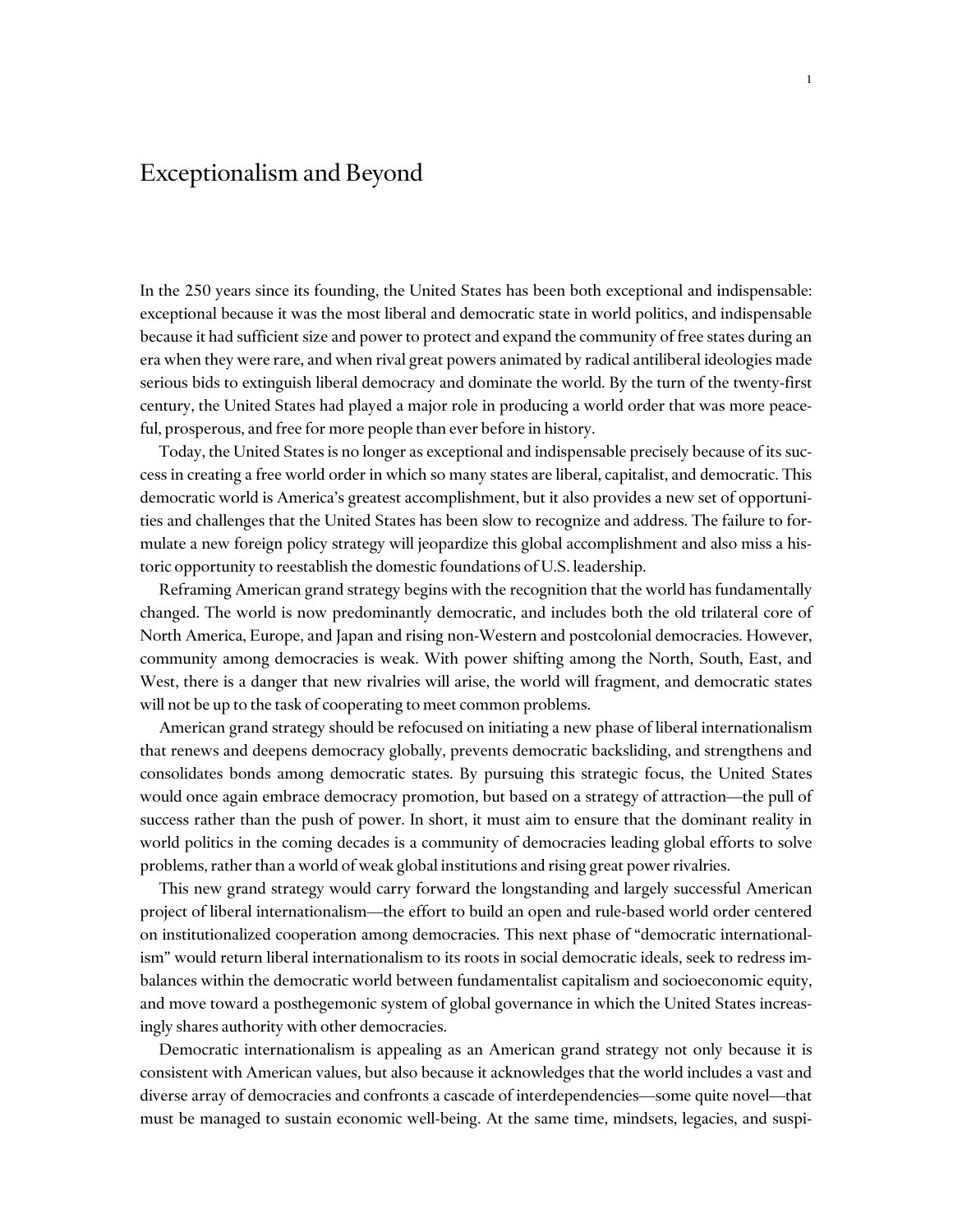# Exceptionalism and Beyond

In the 250 years since its founding, the United States has been both exceptional and indispensable: exceptional because it was the most liberal and democratic state in world politics, and indispensable because it had sufficient size and power to protect and expand the community of free states during an era when they were rare, and when rival great powers animated by radical antiliberal ideologies made serious bids to extinguish liberal democracy and dominate the world. By the turn of the twenty-first century, the United States had played a major role in producing a world order that was more peaceful, prosperous, and free for more people than ever before in history.

Today, the United States is no longer as exceptional and indispensable precisely because of its success in creating a free world order in which so many states are liberal, capitalist, and democratic. This democratic world is America's greatest accomplishment, but it also provides a new set of opportunities and challenges that the United States has been slow to recognize and address. The failure to formulate a new foreign policy strategy will jeopardize this global accomplishment and also miss a historic opportunity to reestablish the domestic foundations of U.S. leadership.

Reframing American grand strategy begins with the recognition that the world has fundamentally changed. The world is now predominantly democratic, and includes both the old trilateral core of North America, Europe, and Japan and rising non-Western and postcolonial democracies. However, community among democracies is weak. With power shifting among the North, South, East, and West, there is a danger that new rivalries will arise, the world will fragment, and democratic states will not be up to the task of cooperating to meet common problems.

American grand strategy should be refocused on initiating a new phase of liberal internationalism that renews and deepens democracy globally, prevents democratic backsliding, and strengthens and consolidates bonds among democratic states. By pursuing this strategic focus, the United States would once again embrace democracy promotion, but based on a strategy of attraction—the pull of success rather than the push of power. In short, it must aim to ensure that the dominant reality in world politics in the coming decades is a community of democracies leading global efforts to solve problems, rather than a world of weak global institutions and rising great power rivalries.

This new grand strategy would carry forward the longstanding and largely successful American project of liberal internationalism—the effort to build an open and rule-based world order centered on institutionalized cooperation among democracies. This next phase of "democratic internationalism" would return liberal internationalism to its roots in social democratic ideals, seek to redress imbalances within the democratic world between fundamentalist capitalism and socioeconomic equity, and move toward a posthegemonic system of global governance in which the United States increasingly shares authority with other democracies.

Democratic internationalism is appealing as an American grand strategy not only because it is consistent with American values, but also because it acknowledges that the world includes a vast and diverse array of democracies and confronts a cascade of interdependencies—some quite novel—that must be managed to sustain economic well-being. At the same time, mindsets, legacies, and suspi-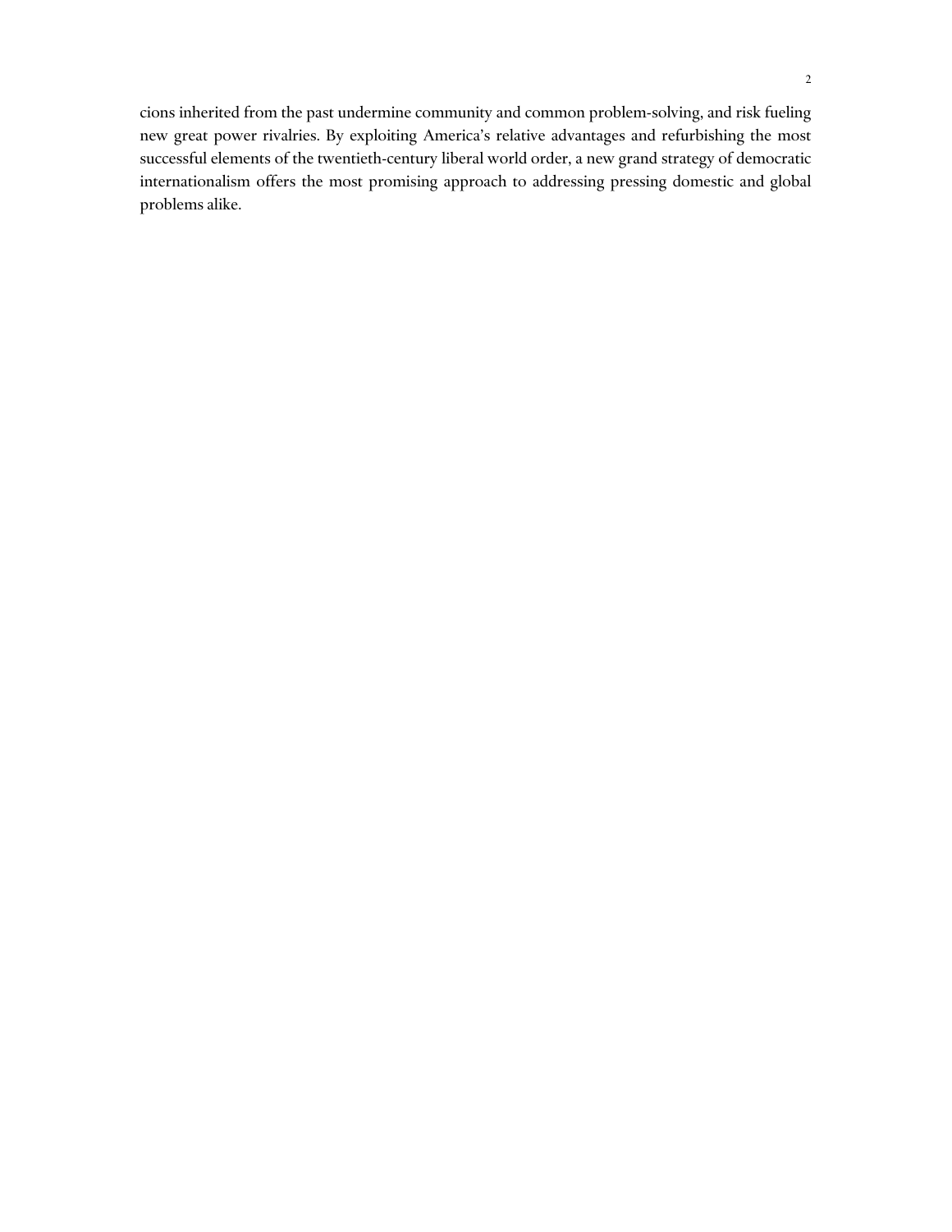cions inherited from the past undermine community and common problem-solving, and risk fueling new great power rivalries. By exploiting America's relative advantages and refurbishing the most successful elements of the twentieth-century liberal world order, a new grand strategy of democratic internationalism offers the most promising approach to addressing pressing domestic and global problems alike.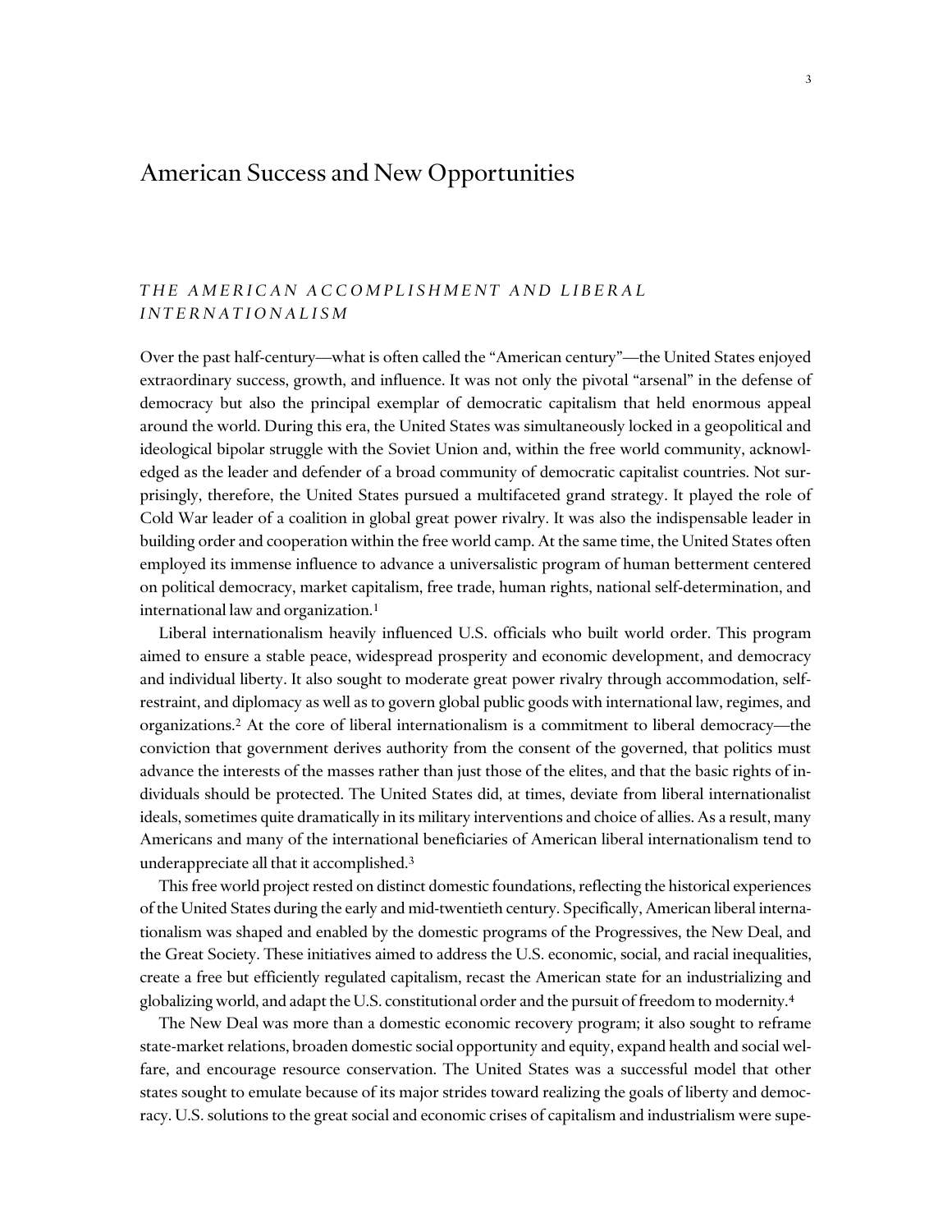# American Success and New Opportunities

## *THE AMERICAN ACCOMPLISHMENT AND LIBERAL INTERNATIONALISM*

Over the past half-century—what is often called the "American century"—the United States enjoyed extraordinary success, growth, and influence. It was not only the pivotal "arsenal" in the defense of democracy but also the principal exemplar of democratic capitalism that held enormous appeal around the world. During this era, the United States was simultaneously locked in a geopolitical and ideological bipolar struggle with the Soviet Union and, within the free world community, acknowledged as the leader and defender of a broad community of democratic capitalist countries. Not surprisingly, therefore, the United States pursued a multifaceted grand strategy. It played the role of Cold War leader of a coalition in global great power rivalry. It was also the indispensable leader in building order and cooperation within the free world camp. At the same time, the United States often employed its immense influence to advance a universalistic program of human betterment centered on political democracy, market capitalism, free trade, human rights, national self-determination, and international law and organization.[1]

Liberal internationalism heavily influenced U.S. officials who built world order. This program aimed to ensure a stable peace, widespread prosperity and economic development, and democracy and individual liberty. It also sought to moderate great power rivalry through accommodation, self-restraint, and diplomacy as well as to govern global public goods with international law, regimes, and organizations.[2] At the core of liberal internationalism is a commitment to liberal democracy—the conviction that government derives authority from the consent of the governed, that politics must advance the interests of the masses rather than just those of the elites, and that the basic rights of individuals should be protected. The United States did, at times, deviate from liberal internationalist ideals, sometimes quite dramatically in its military interventions and choice of allies. As a result, many Americans and many of the international beneficiaries of American liberal internationalism tend to underappreciate all that it accomplished.[3]

This free world project rested on distinct domestic foundations, reflecting the historical experiences of the United States during the early and mid-twentieth century. Specifically, American liberal internationalism was shaped and enabled by the domestic programs of the Progressives, the New Deal, and the Great Society. These initiatives aimed to address the U.S. economic, social, and racial inequalities, create a free but efficiently regulated capitalism, recast the American state for an industrializing and globalizing world, and adapt the U.S. constitutional order and the pursuit of freedom to modernity.[4]

The New Deal was more than a domestic economic recovery program; it also sought to reframe state-market relations, broaden domestic social opportunity and equity, expand health and social welfare, and encourage resource conservation. The United States was a successful model that other states sought to emulate because of its major strides toward realizing the goals of liberty and democracy. U.S. solutions to the great social and economic crises of capitalism and industrialism were supe-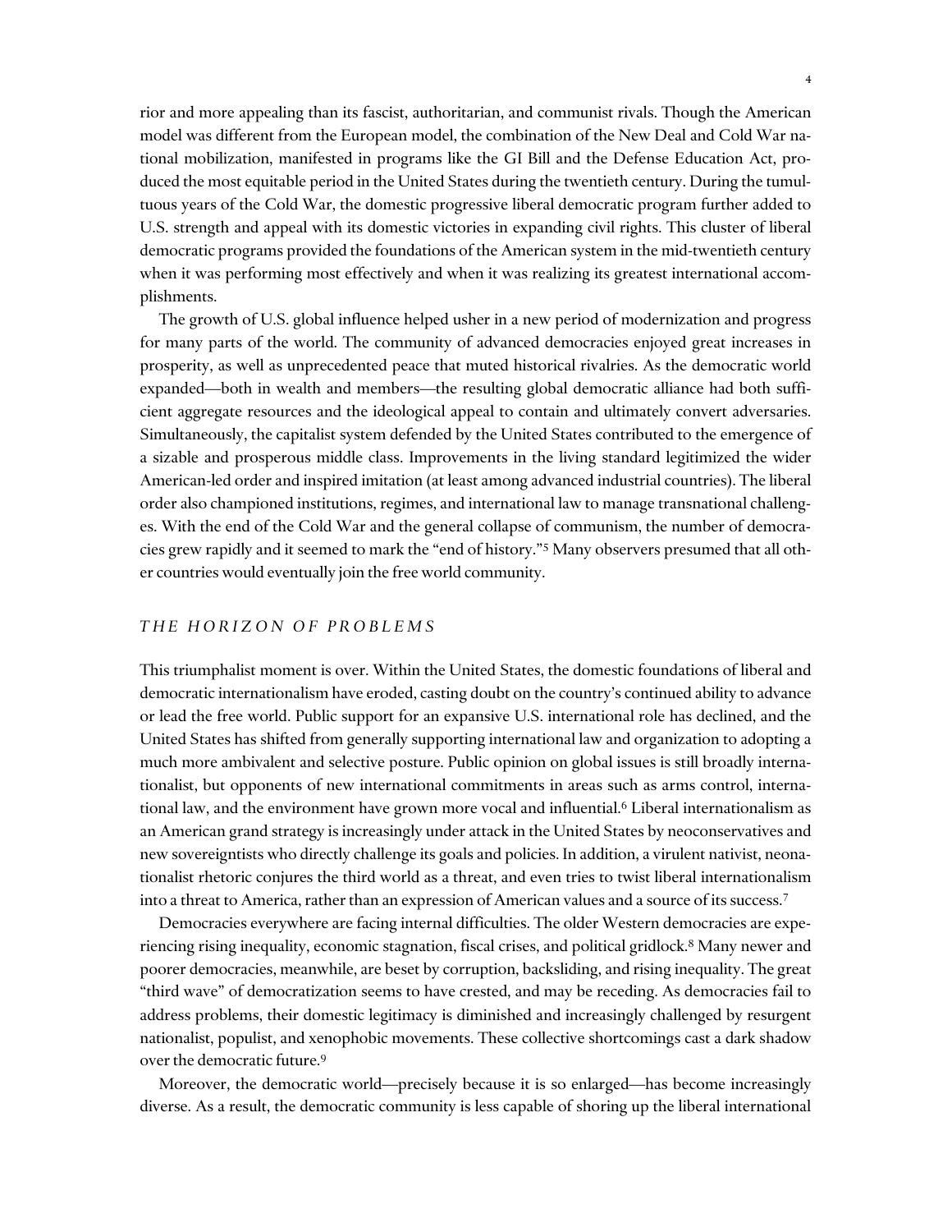rior and more appealing than its fascist, authoritarian, and communist rivals. Though the American model was different from the European model, the combination of the New Deal and Cold War national mobilization, manifested in programs like the GI Bill and the Defense Education Act, produced the most equitable period in the United States during the twentieth century. During the tumultuous years of the Cold War, the domestic progressive liberal democratic program further added to U.S. strength and appeal with its domestic victories in expanding civil rights. This cluster of liberal democratic programs provided the foundations of the American system in the mid-twentieth century when it was performing most effectively and when it was realizing its greatest international accomplishments.

The growth of U.S. global influence helped usher in a new period of modernization and progress for many parts of the world. The community of advanced democracies enjoyed great increases in prosperity, as well as unprecedented peace that muted historical rivalries. As the democratic world expanded—both in wealth and members—the resulting global democratic alliance had both sufficient aggregate resources and the ideological appeal to contain and ultimately convert adversaries. Simultaneously, the capitalist system defended by the United States contributed to the emergence of a sizable and prosperous middle class. Improvements in the living standard legitimized the wider American-led order and inspired imitation (at least among advanced industrial countries). The liberal order also championed institutions, regimes, and international law to manage transnational challenges. With the end of the Cold War and the general collapse of communism, the number of democracies grew rapidly and it seemed to mark the "end of history."[5] Many observers presumed that all other countries would eventually join the free world community.

## *THE HORIZON OF PROBLEMS*

This triumphalist moment is over. Within the United States, the domestic foundations of liberal and democratic internationalism have eroded, casting doubt on the country's continued ability to advance or lead the free world. Public support for an expansive U.S. international role has declined, and the United States has shifted from generally supporting international law and organization to adopting a much more ambivalent and selective posture. Public opinion on global issues is still broadly internationalist, but opponents of new international commitments in areas such as arms control, international law, and the environment have grown more vocal and influential.[6] Liberal internationalism as an American grand strategy is increasingly under attack in the United States by neoconservatives and new sovereigntists who directly challenge its goals and policies. In addition, a virulent nativist, neonationalist rhetoric conjures the third world as a threat, and even tries to twist liberal internationalism into a threat to America, rather than an expression of American values and a source of its success.[7]

Democracies everywhere are facing internal difficulties. The older Western democracies are experiencing rising inequality, economic stagnation, fiscal crises, and political gridlock.[8] Many newer and poorer democracies, meanwhile, are beset by corruption, backsliding, and rising inequality. The great "third wave" of democratization seems to have crested, and may be receding. As democracies fail to address problems, their domestic legitimacy is diminished and increasingly challenged by resurgent nationalist, populist, and xenophobic movements. These collective shortcomings cast a dark shadow over the democratic future.[9]

Moreover, the democratic world—precisely because it is so enlarged—has become increasingly diverse. As a result, the democratic community is less capable of shoring up the liberal international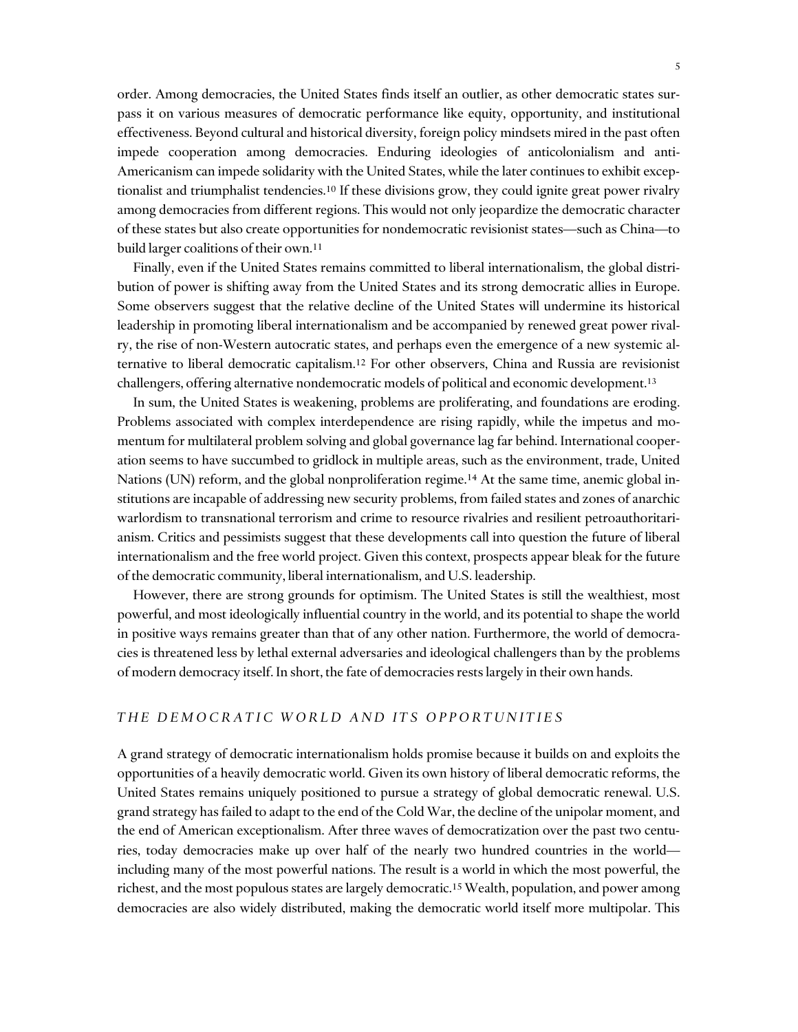order. Among democracies, the United States finds itself an outlier, as other democratic states surpass it on various measures of democratic performance like equity, opportunity, and institutional effectiveness. Beyond cultural and historical diversity, foreign policy mindsets mired in the past often impede cooperation among democracies. Enduring ideologies of anticolonialism and anti-Americanism can impede solidarity with the United States, while the later continues to exhibit exceptionalist and triumphalist tendencies.[10] If these divisions grow, they could ignite great power rivalry among democracies from different regions. This would not only jeopardize the democratic character of these states but also create opportunities for nondemocratic revisionist states—such as China—to build larger coalitions of their own.[11]

Finally, even if the United States remains committed to liberal internationalism, the global distribution of power is shifting away from the United States and its strong democratic allies in Europe. Some observers suggest that the relative decline of the United States will undermine its historical leadership in promoting liberal internationalism and be accompanied by renewed great power rivalry, the rise of non-Western autocratic states, and perhaps even the emergence of a new systemic alternative to liberal democratic capitalism.[12] For other observers, China and Russia are revisionist challengers, offering alternative nondemocratic models of political and economic development.[13]

In sum, the United States is weakening, problems are proliferating, and foundations are eroding. Problems associated with complex interdependence are rising rapidly, while the impetus and momentum for multilateral problem solving and global governance lag far behind. International cooperation seems to have succumbed to gridlock in multiple areas, such as the environment, trade, United Nations (UN) reform, and the global nonproliferation regime.[14] At the same time, anemic global institutions are incapable of addressing new security problems, from failed states and zones of anarchic warlordism to transnational terrorism and crime to resource rivalries and resilient petroauthoritarianism. Critics and pessimists suggest that these developments call into question the future of liberal internationalism and the free world project. Given this context, prospects appear bleak for the future of the democratic community, liberal internationalism, and U.S. leadership.

However, there are strong grounds for optimism. The United States is still the wealthiest, most powerful, and most ideologically influential country in the world, and its potential to shape the world in positive ways remains greater than that of any other nation. Furthermore, the world of democracies is threatened less by lethal external adversaries and ideological challengers than by the problems of modern democracy itself. In short, the fate of democracies rests largely in their own hands.

## *THE DEMOCRATIC WORLD AND ITS OPPORTUNITIES*

A grand strategy of democratic internationalism holds promise because it builds on and exploits the opportunities of a heavily democratic world. Given its own history of liberal democratic reforms, the United States remains uniquely positioned to pursue a strategy of global democratic renewal. U.S. grand strategy has failed to adapt to the end of the Cold War, the decline of the unipolar moment, and the end of American exceptionalism. After three waves of democratization over the past two centuries, today democracies make up over half of the nearly two hundred countries in the world—including many of the most powerful nations. The result is a world in which the most powerful, the richest, and the most populous states are largely democratic.[15] Wealth, population, and power among democracies are also widely distributed, making the democratic world itself more multipolar. This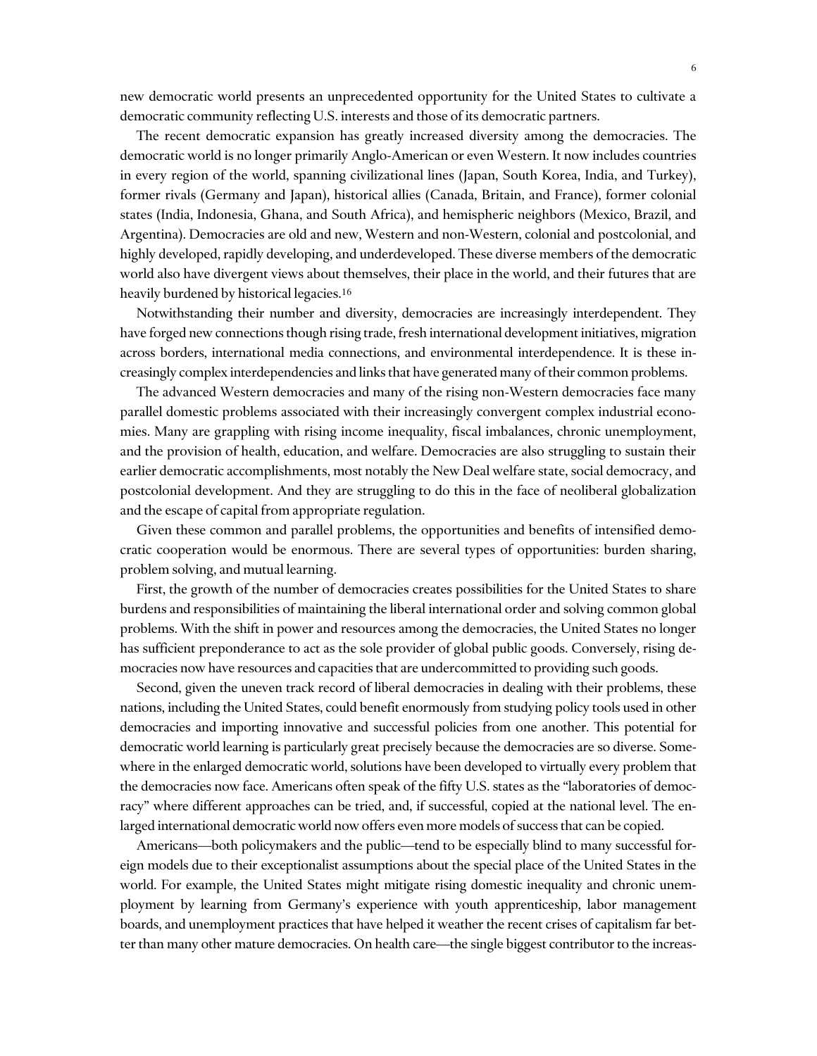new democratic world presents an unprecedented opportunity for the United States to cultivate a democratic community reflecting U.S. interests and those of its democratic partners.

The recent democratic expansion has greatly increased diversity among the democracies. The democratic world is no longer primarily Anglo-American or even Western. It now includes countries in every region of the world, spanning civilizational lines (Japan, South Korea, India, and Turkey), former rivals (Germany and Japan), historical allies (Canada, Britain, and France), former colonial states (India, Indonesia, Ghana, and South Africa), and hemispheric neighbors (Mexico, Brazil, and Argentina). Democracies are old and new, Western and non-Western, colonial and postcolonial, and highly developed, rapidly developing, and underdeveloped. These diverse members of the democratic world also have divergent views about themselves, their place in the world, and their futures that are heavily burdened by historical legacies.[16]

Notwithstanding their number and diversity, democracies are increasingly interdependent. They have forged new connections though rising trade, fresh international development initiatives, migration across borders, international media connections, and environmental interdependence. It is these increasingly complex interdependencies and links that have generated many of their common problems.

The advanced Western democracies and many of the rising non-Western democracies face many parallel domestic problems associated with their increasingly convergent complex industrial economies. Many are grappling with rising income inequality, fiscal imbalances, chronic unemployment, and the provision of health, education, and welfare. Democracies are also struggling to sustain their earlier democratic accomplishments, most notably the New Deal welfare state, social democracy, and postcolonial development. And they are struggling to do this in the face of neoliberal globalization and the escape of capital from appropriate regulation.

Given these common and parallel problems, the opportunities and benefits of intensified democratic cooperation would be enormous. There are several types of opportunities: burden sharing, problem solving, and mutual learning.

First, the growth of the number of democracies creates possibilities for the United States to share burdens and responsibilities of maintaining the liberal international order and solving common global problems. With the shift in power and resources among the democracies, the United States no longer has sufficient preponderance to act as the sole provider of global public goods. Conversely, rising democracies now have resources and capacities that are undercommitted to providing such goods.

Second, given the uneven track record of liberal democracies in dealing with their problems, these nations, including the United States, could benefit enormously from studying policy tools used in other democracies and importing innovative and successful policies from one another. This potential for democratic world learning is particularly great precisely because the democracies are so diverse. Somewhere in the enlarged democratic world, solutions have been developed to virtually every problem that the democracies now face. Americans often speak of the fifty U.S. states as the "laboratories of democracy" where different approaches can be tried, and, if successful, copied at the national level. The enlarged international democratic world now offers even more models of success that can be copied.

Americans—both policymakers and the public—tend to be especially blind to many successful foreign models due to their exceptionalist assumptions about the special place of the United States in the world. For example, the United States might mitigate rising domestic inequality and chronic unemployment by learning from Germany's experience with youth apprenticeship, labor management boards, and unemployment practices that have helped it weather the recent crises of capitalism far better than many other mature democracies. On health care—the single biggest contributor to the increas-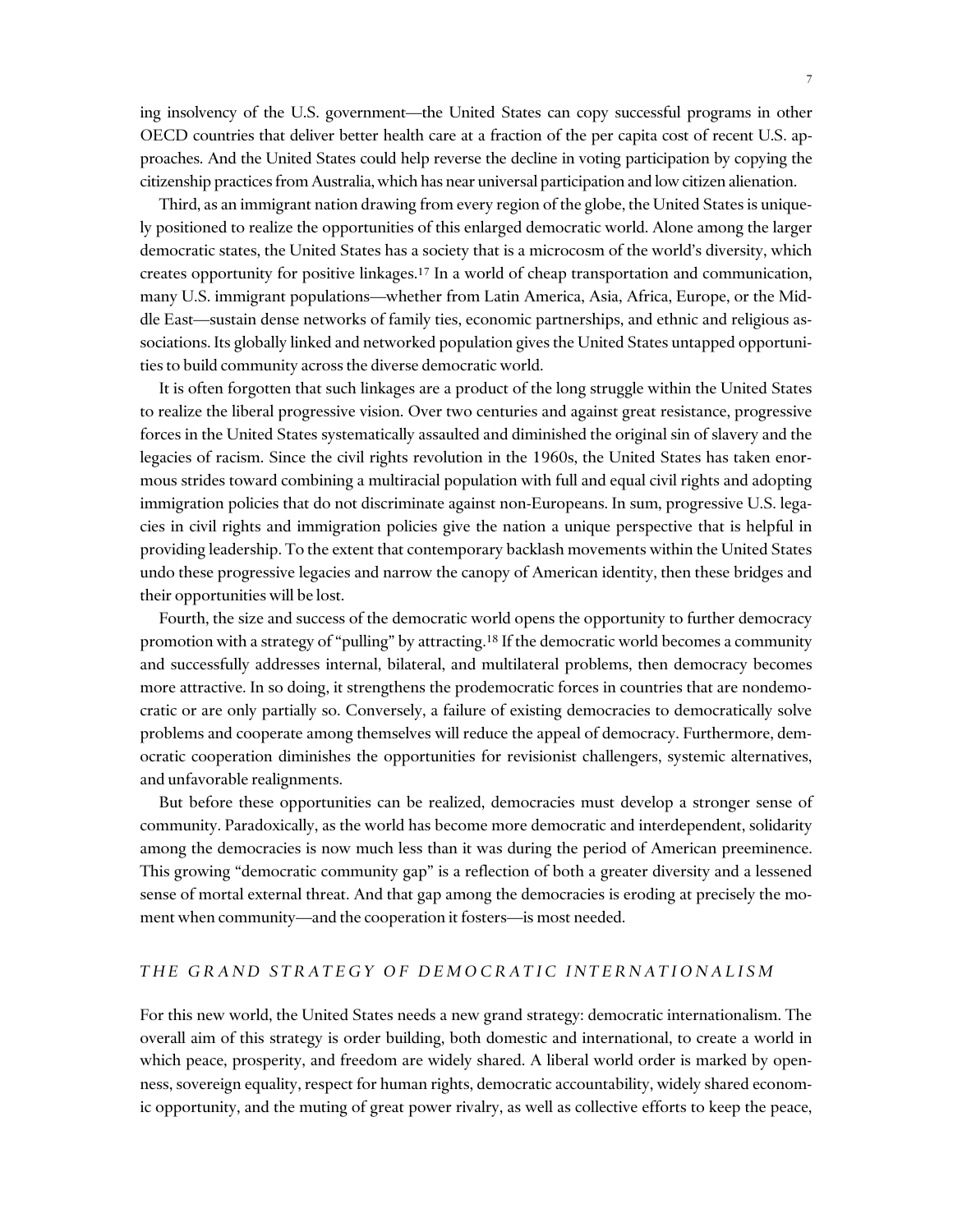ing insolvency of the U.S. government—the United States can copy successful programs in other OECD countries that deliver better health care at a fraction of the per capita cost of recent U.S. approaches. And the United States could help reverse the decline in voting participation by copying the citizenship practices from Australia, which has near universal participation and low citizen alienation.

Third, as an immigrant nation drawing from every region of the globe, the United States is uniquely positioned to realize the opportunities of this enlarged democratic world. Alone among the larger democratic states, the United States has a society that is a microcosm of the world's diversity, which creates opportunity for positive linkages.[17] In a world of cheap transportation and communication, many U.S. immigrant populations—whether from Latin America, Asia, Africa, Europe, or the Middle East—sustain dense networks of family ties, economic partnerships, and ethnic and religious associations. Its globally linked and networked population gives the United States untapped opportunities to build community across the diverse democratic world.

It is often forgotten that such linkages are a product of the long struggle within the United States to realize the liberal progressive vision. Over two centuries and against great resistance, progressive forces in the United States systematically assaulted and diminished the original sin of slavery and the legacies of racism. Since the civil rights revolution in the 1960s, the United States has taken enormous strides toward combining a multiracial population with full and equal civil rights and adopting immigration policies that do not discriminate against non-Europeans. In sum, progressive U.S. legacies in civil rights and immigration policies give the nation a unique perspective that is helpful in providing leadership. To the extent that contemporary backlash movements within the United States undo these progressive legacies and narrow the canopy of American identity, then these bridges and their opportunities will be lost.

Fourth, the size and success of the democratic world opens the opportunity to further democracy promotion with a strategy of "pulling" by attracting.[18] If the democratic world becomes a community and successfully addresses internal, bilateral, and multilateral problems, then democracy becomes more attractive. In so doing, it strengthens the prodemocratic forces in countries that are nondemocratic or are only partially so. Conversely, a failure of existing democracies to democratically solve problems and cooperate among themselves will reduce the appeal of democracy. Furthermore, democratic cooperation diminishes the opportunities for revisionist challengers, systemic alternatives, and unfavorable realignments.

But before these opportunities can be realized, democracies must develop a stronger sense of community. Paradoxically, as the world has become more democratic and interdependent, solidarity among the democracies is now much less than it was during the period of American preeminence. This growing "democratic community gap" is a reflection of both a greater diversity and a lessened sense of mortal external threat. And that gap among the democracies is eroding at precisely the moment when community—and the cooperation it fosters—is most needed.

## *THE GRAND STRATEGY OF DEMOCRATIC INTERNATIONALISM*

For this new world, the United States needs a new grand strategy: democratic internationalism. The overall aim of this strategy is order building, both domestic and international, to create a world in which peace, prosperity, and freedom are widely shared. A liberal world order is marked by openness, sovereign equality, respect for human rights, democratic accountability, widely shared economic opportunity, and the muting of great power rivalry, as well as collective efforts to keep the peace,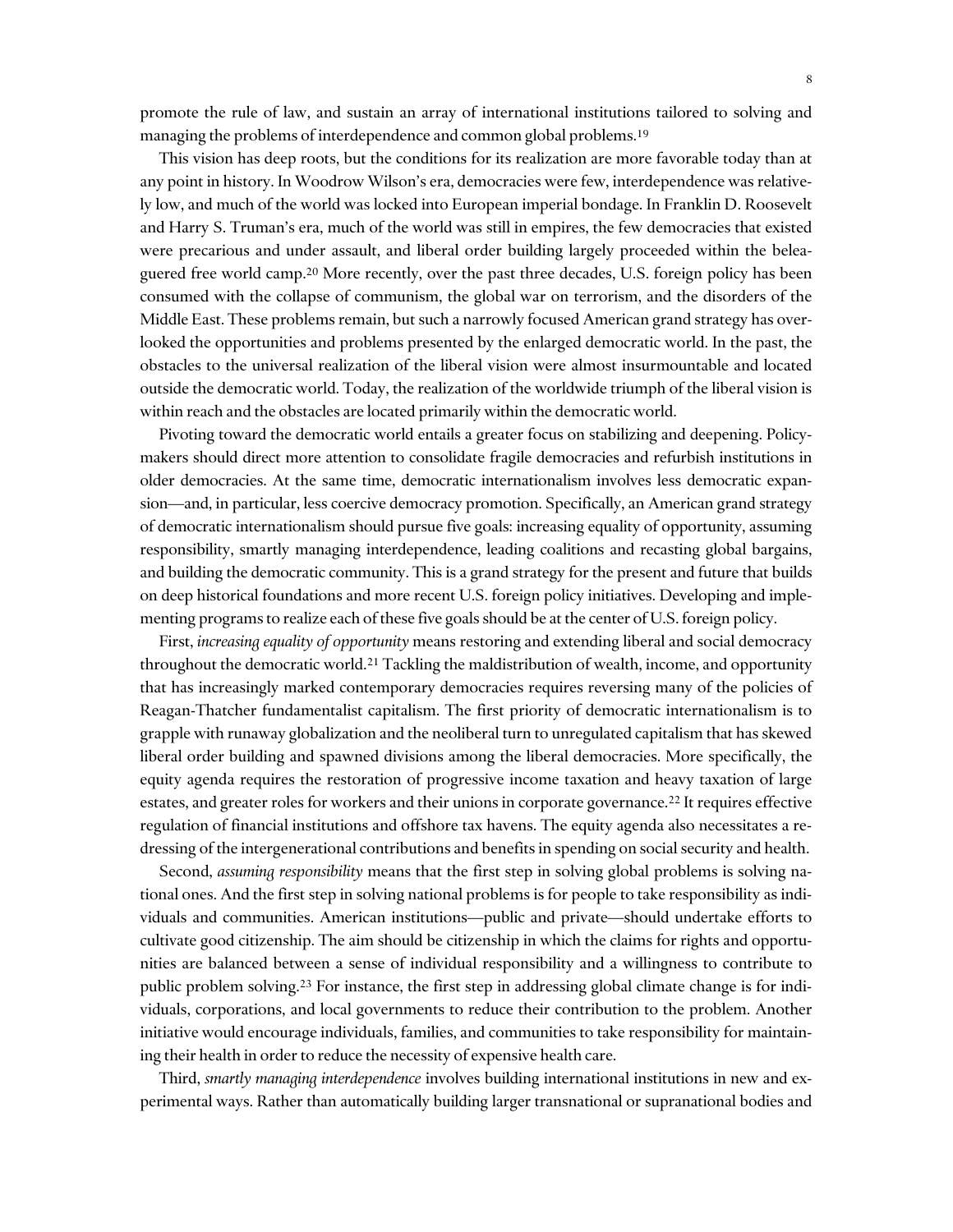promote the rule of law, and sustain an array of international institutions tailored to solving and managing the problems of interdependence and common global problems.[19]

This vision has deep roots, but the conditions for its realization are more favorable today than at any point in history. In Woodrow Wilson's era, democracies were few, interdependence was relatively low, and much of the world was locked into European imperial bondage. In Franklin D. Roosevelt and Harry S. Truman's era, much of the world was still in empires, the few democracies that existed were precarious and under assault, and liberal order building largely proceeded within the beleaguered free world camp.[20] More recently, over the past three decades, U.S. foreign policy has been consumed with the collapse of communism, the global war on terrorism, and the disorders of the Middle East. These problems remain, but such a narrowly focused American grand strategy has overlooked the opportunities and problems presented by the enlarged democratic world. In the past, the obstacles to the universal realization of the liberal vision were almost insurmountable and located outside the democratic world. Today, the realization of the worldwide triumph of the liberal vision is within reach and the obstacles are located primarily within the democratic world.

Pivoting toward the democratic world entails a greater focus on stabilizing and deepening. Policymakers should direct more attention to consolidate fragile democracies and refurbish institutions in older democracies. At the same time, democratic internationalism involves less democratic expansion—and, in particular, less coercive democracy promotion. Specifically, an American grand strategy of democratic internationalism should pursue five goals: increasing equality of opportunity, assuming responsibility, smartly managing interdependence, leading coalitions and recasting global bargains, and building the democratic community. This is a grand strategy for the present and future that builds on deep historical foundations and more recent U.S. foreign policy initiatives. Developing and implementing programs to realize each of these five goals should be at the center of U.S. foreign policy.

First, *increasing equality of opportunity* means restoring and extending liberal and social democracy throughout the democratic world.[21] Tackling the maldistribution of wealth, income, and opportunity that has increasingly marked contemporary democracies requires reversing many of the policies of Reagan-Thatcher fundamentalist capitalism. The first priority of democratic internationalism is to grapple with runaway globalization and the neoliberal turn to unregulated capitalism that has skewed liberal order building and spawned divisions among the liberal democracies. More specifically, the equity agenda requires the restoration of progressive income taxation and heavy taxation of large estates, and greater roles for workers and their unions in corporate governance.[22] It requires effective regulation of financial institutions and offshore tax havens. The equity agenda also necessitates a redressing of the intergenerational contributions and benefits in spending on social security and health.

Second, *assuming responsibility* means that the first step in solving global problems is solving national ones. And the first step in solving national problems is for people to take responsibility as individuals and communities. American institutions—public and private—should undertake efforts to cultivate good citizenship. The aim should be citizenship in which the claims for rights and opportunities are balanced between a sense of individual responsibility and a willingness to contribute to public problem solving.[23] For instance, the first step in addressing global climate change is for individuals, corporations, and local governments to reduce their contribution to the problem. Another initiative would encourage individuals, families, and communities to take responsibility for maintaining their health in order to reduce the necessity of expensive health care.

Third, *smartly managing interdependence* involves building international institutions in new and experimental ways. Rather than automatically building larger transnational or supranational bodies and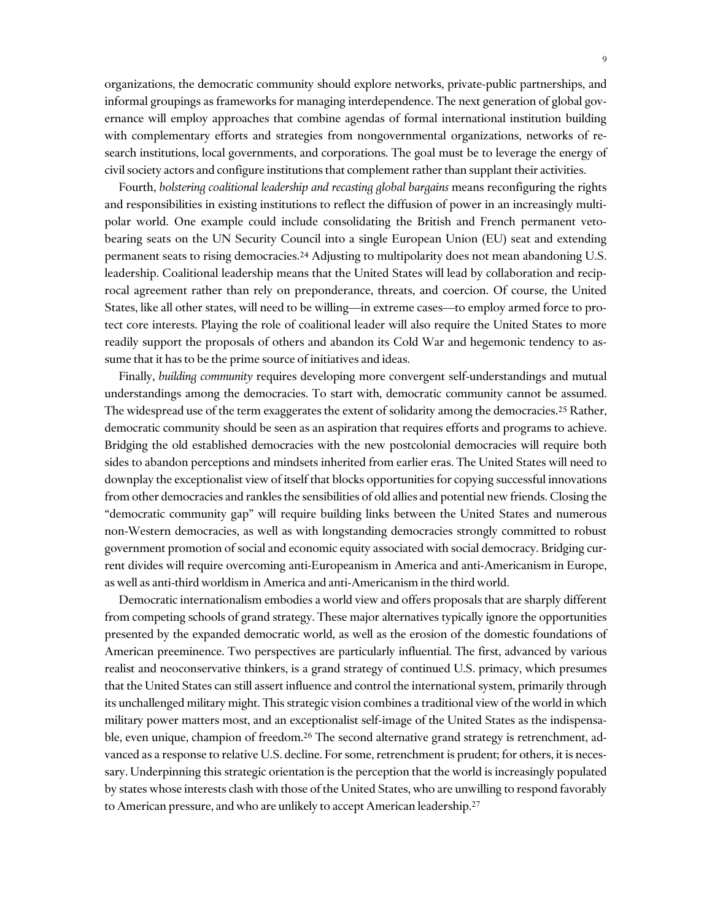organizations, the democratic community should explore networks, private-public partnerships, and informal groupings as frameworks for managing interdependence. The next generation of global governance will employ approaches that combine agendas of formal international institution building with complementary efforts and strategies from nongovernmental organizations, networks of research institutions, local governments, and corporations. The goal must be to leverage the energy of civil society actors and configure institutions that complement rather than supplant their activities.

Fourth, *bolstering coalitional leadership and recasting global bargains* means reconfiguring the rights and responsibilities in existing institutions to reflect the diffusion of power in an increasingly multipolar world. One example could include consolidating the British and French permanent veto-bearing seats on the UN Security Council into a single European Union (EU) seat and extending permanent seats to rising democracies.[24] Adjusting to multipolarity does not mean abandoning U.S. leadership. Coalitional leadership means that the United States will lead by collaboration and reciprocal agreement rather than rely on preponderance, threats, and coercion. Of course, the United States, like all other states, will need to be willing—in extreme cases—to employ armed force to protect core interests. Playing the role of coalitional leader will also require the United States to more readily support the proposals of others and abandon its Cold War and hegemonic tendency to assume that it has to be the prime source of initiatives and ideas.

Finally, *building community* requires developing more convergent self-understandings and mutual understandings among the democracies. To start with, democratic community cannot be assumed. The widespread use of the term exaggerates the extent of solidarity among the democracies.[25] Rather, democratic community should be seen as an aspiration that requires efforts and programs to achieve. Bridging the old established democracies with the new postcolonial democracies will require both sides to abandon perceptions and mindsets inherited from earlier eras. The United States will need to downplay the exceptionalist view of itself that blocks opportunities for copying successful innovations from other democracies and rankles the sensibilities of old allies and potential new friends. Closing the "democratic community gap" will require building links between the United States and numerous non-Western democracies, as well as with longstanding democracies strongly committed to robust government promotion of social and economic equity associated with social democracy. Bridging current divides will require overcoming anti-Europeanism in America and anti-Americanism in Europe, as well as anti-third worldism in America and anti-Americanism in the third world.

Democratic internationalism embodies a world view and offers proposals that are sharply different from competing schools of grand strategy. These major alternatives typically ignore the opportunities presented by the expanded democratic world, as well as the erosion of the domestic foundations of American preeminence. Two perspectives are particularly influential. The first, advanced by various realist and neoconservative thinkers, is a grand strategy of continued U.S. primacy, which presumes that the United States can still assert influence and control the international system, primarily through its unchallenged military might. This strategic vision combines a traditional view of the world in which military power matters most, and an exceptionalist self-image of the United States as the indispensable, even unique, champion of freedom.[26] The second alternative grand strategy is retrenchment, advanced as a response to relative U.S. decline. For some, retrenchment is prudent; for others, it is necessary. Underpinning this strategic orientation is the perception that the world is increasingly populated by states whose interests clash with those of the United States, who are unwilling to respond favorably to American pressure, and who are unlikely to accept American leadership.[27]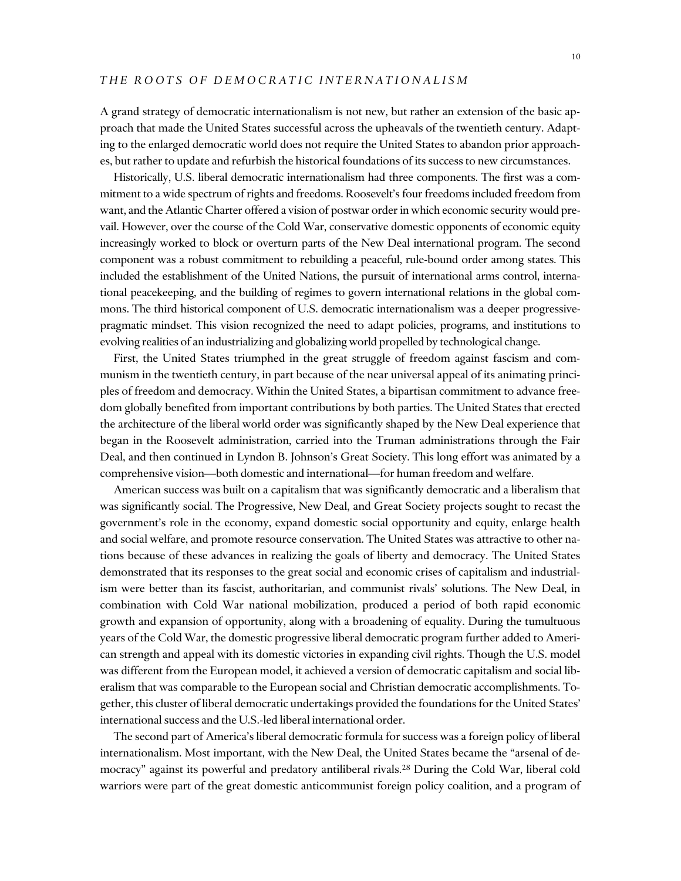## THE ROOTS OF DEMOCRATIC INTERNATIONALISM

A grand strategy of democratic internationalism is not new, but rather an extension of the basic approach that made the United States successful across the upheavals of the twentieth century. Adapting to the enlarged democratic world does not require the United States to abandon prior approaches, but rather to update and refurbish the historical foundations of its success to new circumstances.

Historically, U.S. liberal democratic internationalism had three components. The first was a commitment to a wide spectrum of rights and freedoms. Roosevelt's four freedoms included freedom from want, and the Atlantic Charter offered a vision of postwar order in which economic security would prevail. However, over the course of the Cold War, conservative domestic opponents of economic equity increasingly worked to block or overturn parts of the New Deal international program. The second component was a robust commitment to rebuilding a peaceful, rule-bound order among states. This included the establishment of the United Nations, the pursuit of international arms control, international peacekeeping, and the building of regimes to govern international relations in the global commons. The third historical component of U.S. democratic internationalism was a deeper progressive-pragmatic mindset. This vision recognized the need to adapt policies, programs, and institutions to evolving realities of an industrializing and globalizing world propelled by technological change.

First, the United States triumphed in the great struggle of freedom against fascism and communism in the twentieth century, in part because of the near universal appeal of its animating principles of freedom and democracy. Within the United States, a bipartisan commitment to advance freedom globally benefited from important contributions by both parties. The United States that erected the architecture of the liberal world order was significantly shaped by the New Deal experience that began in the Roosevelt administration, carried into the Truman administrations through the Fair Deal, and then continued in Lyndon B. Johnson's Great Society. This long effort was animated by a comprehensive vision—both domestic and international—for human freedom and welfare.

American success was built on a capitalism that was significantly democratic and a liberalism that was significantly social. The Progressive, New Deal, and Great Society projects sought to recast the government's role in the economy, expand domestic social opportunity and equity, enlarge health and social welfare, and promote resource conservation. The United States was attractive to other nations because of these advances in realizing the goals of liberty and democracy. The United States demonstrated that its responses to the great social and economic crises of capitalism and industrialism were better than its fascist, authoritarian, and communist rivals' solutions. The New Deal, in combination with Cold War national mobilization, produced a period of both rapid economic growth and expansion of opportunity, along with a broadening of equality. During the tumultuous years of the Cold War, the domestic progressive liberal democratic program further added to American strength and appeal with its domestic victories in expanding civil rights. Though the U.S. model was different from the European model, it achieved a version of democratic capitalism and social liberalism that was comparable to the European social and Christian democratic accomplishments. Together, this cluster of liberal democratic undertakings provided the foundations for the United States' international success and the U.S.-led liberal international order.

The second part of America's liberal democratic formula for success was a foreign policy of liberal internationalism. Most important, with the New Deal, the United States became the "arsenal of democracy" against its powerful and predatory antiliberal rivals.[28] During the Cold War, liberal cold warriors were part of the great domestic anticommunist foreign policy coalition, and a program of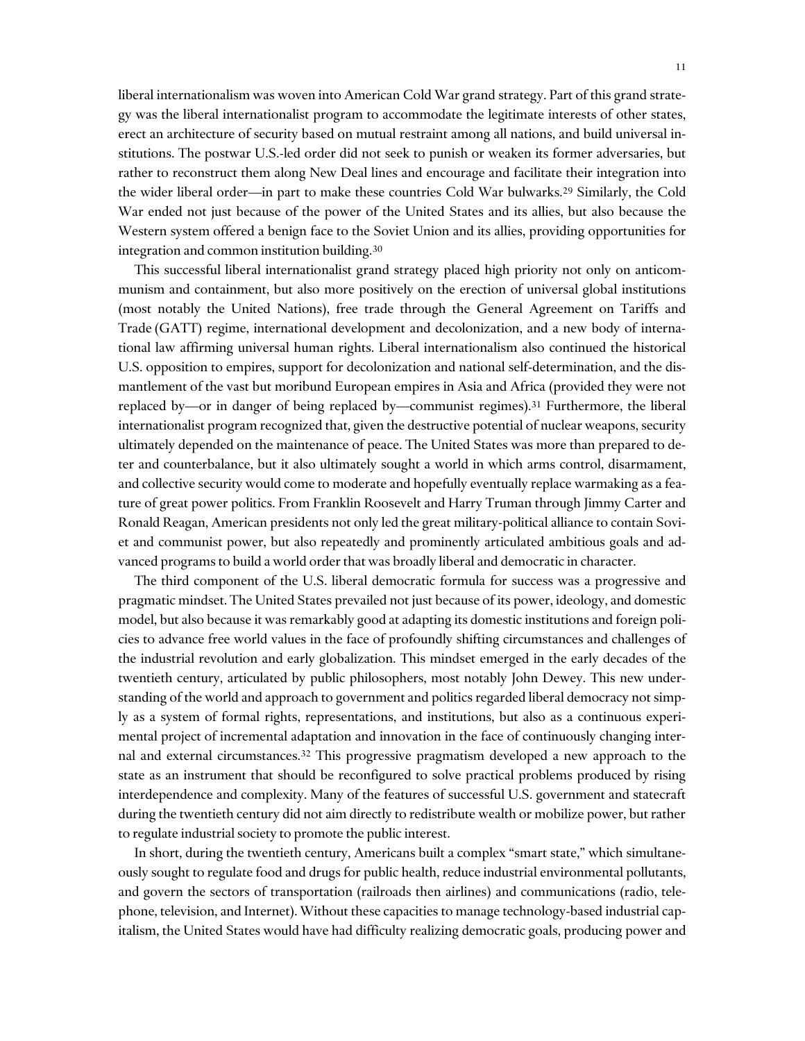liberal internationalism was woven into American Cold War grand strategy. Part of this grand strategy was the liberal internationalist program to accommodate the legitimate interests of other states, erect an architecture of security based on mutual restraint among all nations, and build universal institutions. The postwar U.S.-led order did not seek to punish or weaken its former adversaries, but rather to reconstruct them along New Deal lines and encourage and facilitate their integration into the wider liberal order—in part to make these countries Cold War bulwarks.[29] Similarly, the Cold War ended not just because of the power of the United States and its allies, but also because the Western system offered a benign face to the Soviet Union and its allies, providing opportunities for integration and common institution building.[30]

This successful liberal internationalist grand strategy placed high priority not only on anticommunism and containment, but also more positively on the erection of universal global institutions (most notably the United Nations), free trade through the General Agreement on Tariffs and Trade (GATT) regime, international development and decolonization, and a new body of international law affirming universal human rights. Liberal internationalism also continued the historical U.S. opposition to empires, support for decolonization and national self-determination, and the dismantlement of the vast but moribund European empires in Asia and Africa (provided they were not replaced by—or in danger of being replaced by—communist regimes).[31] Furthermore, the liberal internationalist program recognized that, given the destructive potential of nuclear weapons, security ultimately depended on the maintenance of peace. The United States was more than prepared to deter and counterbalance, but it also ultimately sought a world in which arms control, disarmament, and collective security would come to moderate and hopefully eventually replace warmaking as a feature of great power politics. From Franklin Roosevelt and Harry Truman through Jimmy Carter and Ronald Reagan, American presidents not only led the great military-political alliance to contain Soviet and communist power, but also repeatedly and prominently articulated ambitious goals and advanced programs to build a world order that was broadly liberal and democratic in character.

The third component of the U.S. liberal democratic formula for success was a progressive and pragmatic mindset. The United States prevailed not just because of its power, ideology, and domestic model, but also because it was remarkably good at adapting its domestic institutions and foreign policies to advance free world values in the face of profoundly shifting circumstances and challenges of the industrial revolution and early globalization. This mindset emerged in the early decades of the twentieth century, articulated by public philosophers, most notably John Dewey. This new understanding of the world and approach to government and politics regarded liberal democracy not simply as a system of formal rights, representations, and institutions, but also as a continuous experimental project of incremental adaptation and innovation in the face of continuously changing internal and external circumstances.[32] This progressive pragmatism developed a new approach to the state as an instrument that should be reconfigured to solve practical problems produced by rising interdependence and complexity. Many of the features of successful U.S. government and statecraft during the twentieth century did not aim directly to redistribute wealth or mobilize power, but rather to regulate industrial society to promote the public interest.

In short, during the twentieth century, Americans built a complex "smart state," which simultaneously sought to regulate food and drugs for public health, reduce industrial environmental pollutants, and govern the sectors of transportation (railroads then airlines) and communications (radio, telephone, television, and Internet). Without these capacities to manage technology-based industrial capitalism, the United States would have had difficulty realizing democratic goals, producing power and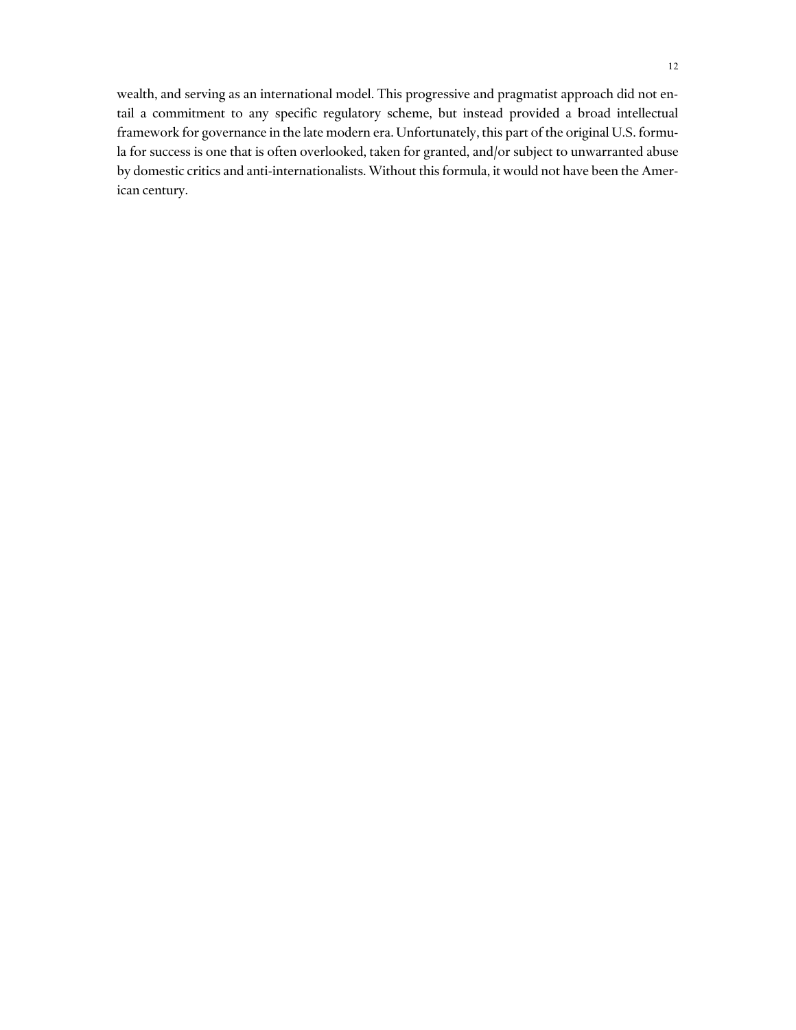wealth, and serving as an international model. This progressive and pragmatist approach did not entail a commitment to any specific regulatory scheme, but instead provided a broad intellectual framework for governance in the late modern era. Unfortunately, this part of the original U.S. formula for success is one that is often overlooked, taken for granted, and/or subject to unwarranted abuse by domestic critics and anti-internationalists. Without this formula, it would not have been the American century.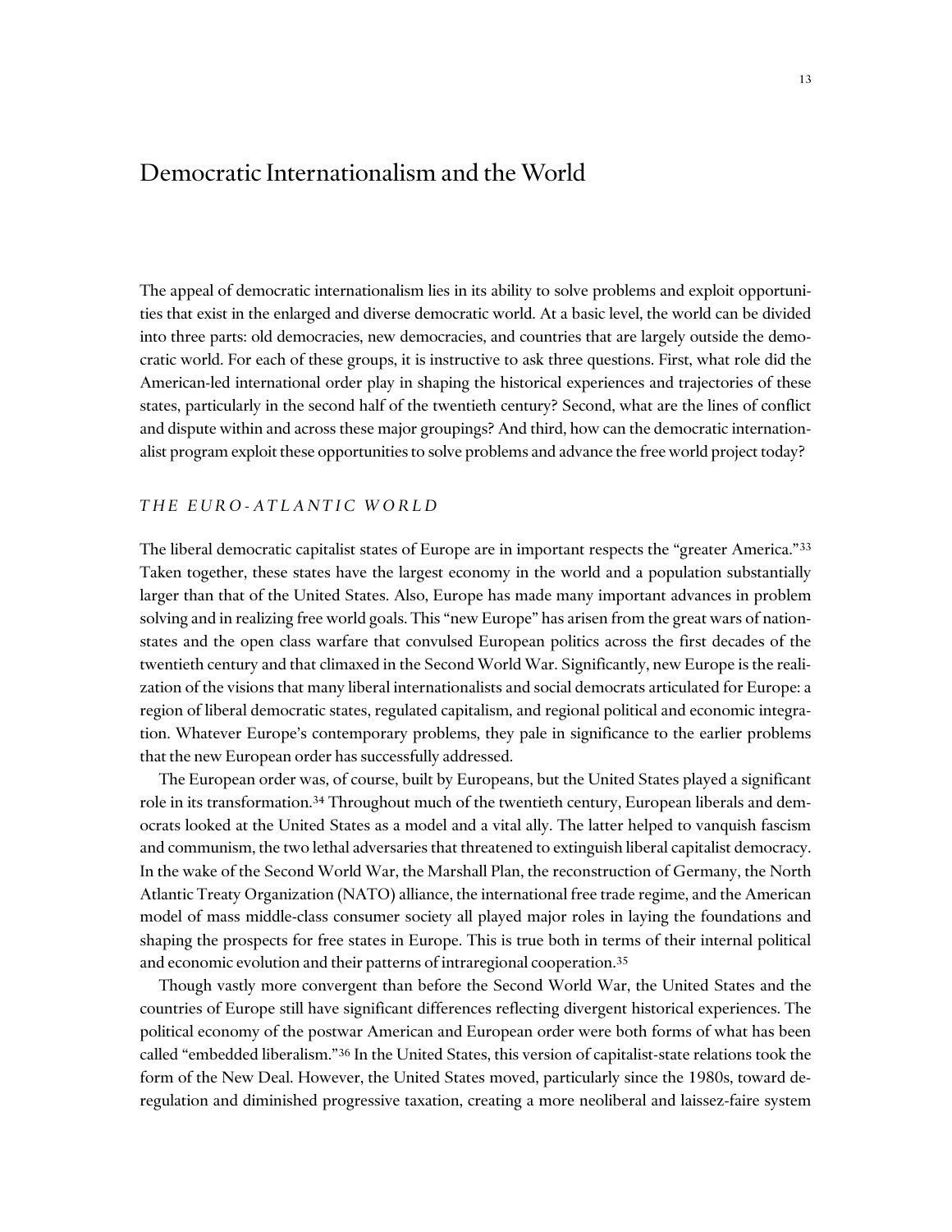# Democratic Internationalism and the World

The appeal of democratic internationalism lies in its ability to solve problems and exploit opportunities that exist in the enlarged and diverse democratic world. At a basic level, the world can be divided into three parts: old democracies, new democracies, and countries that are largely outside the democratic world. For each of these groups, it is instructive to ask three questions. First, what role did the American-led international order play in shaping the historical experiences and trajectories of these states, particularly in the second half of the twentieth century? Second, what are the lines of conflict and dispute within and across these major groupings? And third, how can the democratic internationalist program exploit these opportunities to solve problems and advance the free world project today?

## *THE EURO-ATLANTIC WORLD*

The liberal democratic capitalist states of Europe are in important respects the "greater America."[33] Taken together, these states have the largest economy in the world and a population substantially larger than that of the United States. Also, Europe has made many important advances in problem solving and in realizing free world goals. This "new Europe" has arisen from the great wars of nation-states and the open class warfare that convulsed European politics across the first decades of the twentieth century and that climaxed in the Second World War. Significantly, new Europe is the realization of the visions that many liberal internationalists and social democrats articulated for Europe: a region of liberal democratic states, regulated capitalism, and regional political and economic integration. Whatever Europe's contemporary problems, they pale in significance to the earlier problems that the new European order has successfully addressed.

The European order was, of course, built by Europeans, but the United States played a significant role in its transformation.[34] Throughout much of the twentieth century, European liberals and democrats looked at the United States as a model and a vital ally. The latter helped to vanquish fascism and communism, the two lethal adversaries that threatened to extinguish liberal capitalist democracy. In the wake of the Second World War, the Marshall Plan, the reconstruction of Germany, the North Atlantic Treaty Organization (NATO) alliance, the international free trade regime, and the American model of mass middle-class consumer society all played major roles in laying the foundations and shaping the prospects for free states in Europe. This is true both in terms of their internal political and economic evolution and their patterns of intraregional cooperation.[35]

Though vastly more convergent than before the Second World War, the United States and the countries of Europe still have significant differences reflecting divergent historical experiences. The political economy of the postwar American and European order were both forms of what has been called "embedded liberalism."[36] In the United States, this version of capitalist-state relations took the form of the New Deal. However, the United States moved, particularly since the 1980s, toward deregulation and diminished progressive taxation, creating a more neoliberal and laissez-faire system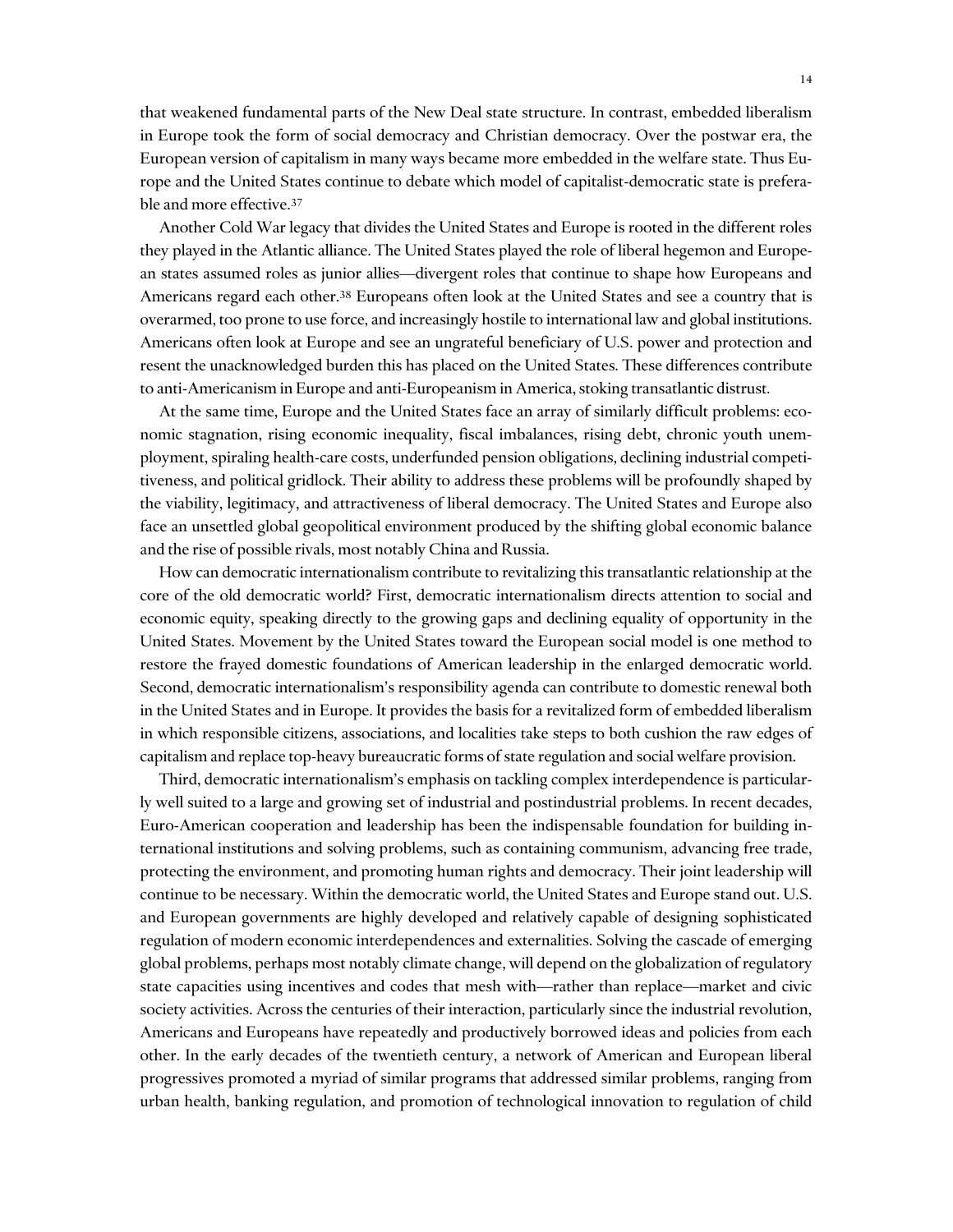that weakened fundamental parts of the New Deal state structure. In contrast, embedded liberalism in Europe took the form of social democracy and Christian democracy. Over the postwar era, the European version of capitalism in many ways became more embedded in the welfare state. Thus Europe and the United States continue to debate which model of capitalist-democratic state is preferable and more effective.[37]

Another Cold War legacy that divides the United States and Europe is rooted in the different roles they played in the Atlantic alliance. The United States played the role of liberal hegemon and European states assumed roles as junior allies—divergent roles that continue to shape how Europeans and Americans regard each other.[38] Europeans often look at the United States and see a country that is overarmed, too prone to use force, and increasingly hostile to international law and global institutions. Americans often look at Europe and see an ungrateful beneficiary of U.S. power and protection and resent the unacknowledged burden this has placed on the United States. These differences contribute to anti-Americanism in Europe and anti-Europeanism in America, stoking transatlantic distrust.

At the same time, Europe and the United States face an array of similarly difficult problems: economic stagnation, rising economic inequality, fiscal imbalances, rising debt, chronic youth unemployment, spiraling health-care costs, underfunded pension obligations, declining industrial competitiveness, and political gridlock. Their ability to address these problems will be profoundly shaped by the viability, legitimacy, and attractiveness of liberal democracy. The United States and Europe also face an unsettled global geopolitical environment produced by the shifting global economic balance and the rise of possible rivals, most notably China and Russia.

How can democratic internationalism contribute to revitalizing this transatlantic relationship at the core of the old democratic world? First, democratic internationalism directs attention to social and economic equity, speaking directly to the growing gaps and declining equality of opportunity in the United States. Movement by the United States toward the European social model is one method to restore the frayed domestic foundations of American leadership in the enlarged democratic world. Second, democratic internationalism's responsibility agenda can contribute to domestic renewal both in the United States and in Europe. It provides the basis for a revitalized form of embedded liberalism in which responsible citizens, associations, and localities take steps to both cushion the raw edges of capitalism and replace top-heavy bureaucratic forms of state regulation and social welfare provision.

Third, democratic internationalism's emphasis on tackling complex interdependence is particularly well suited to a large and growing set of industrial and postindustrial problems. In recent decades, Euro-American cooperation and leadership has been the indispensable foundation for building international institutions and solving problems, such as containing communism, advancing free trade, protecting the environment, and promoting human rights and democracy. Their joint leadership will continue to be necessary. Within the democratic world, the United States and Europe stand out. U.S. and European governments are highly developed and relatively capable of designing sophisticated regulation of modern economic interdependences and externalities. Solving the cascade of emerging global problems, perhaps most notably climate change, will depend on the globalization of regulatory state capacities using incentives and codes that mesh with—rather than replace—market and civic society activities. Across the centuries of their interaction, particularly since the industrial revolution, Americans and Europeans have repeatedly and productively borrowed ideas and policies from each other. In the early decades of the twentieth century, a network of American and European liberal progressives promoted a myriad of similar programs that addressed similar problems, ranging from urban health, banking regulation, and promotion of technological innovation to regulation of child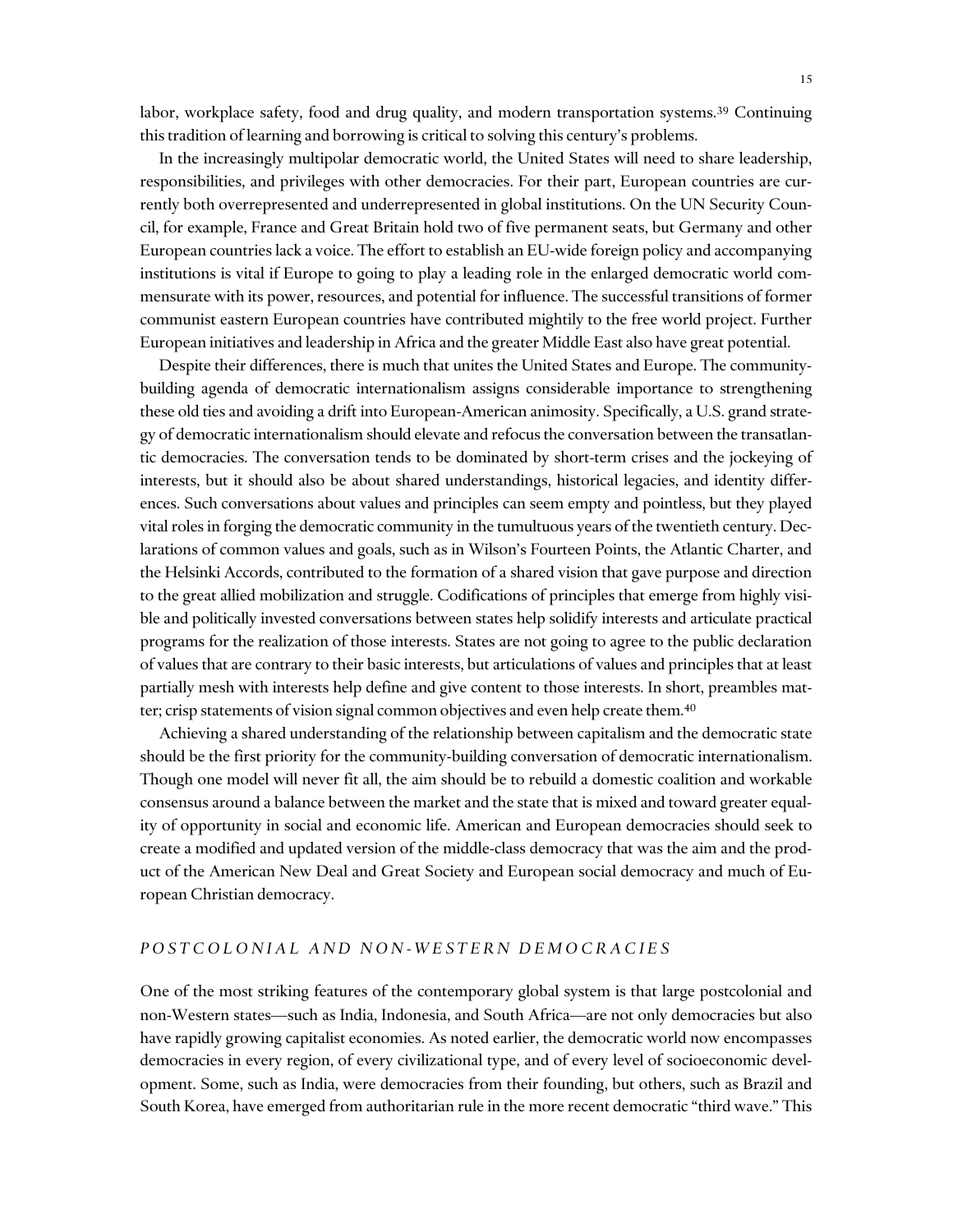labor, workplace safety, food and drug quality, and modern transportation systems.[39] Continuing this tradition of learning and borrowing is critical to solving this century's problems.

In the increasingly multipolar democratic world, the United States will need to share leadership, responsibilities, and privileges with other democracies. For their part, European countries are currently both overrepresented and underrepresented in global institutions. On the UN Security Council, for example, France and Great Britain hold two of five permanent seats, but Germany and other European countries lack a voice. The effort to establish an EU-wide foreign policy and accompanying institutions is vital if Europe to going to play a leading role in the enlarged democratic world commensurate with its power, resources, and potential for influence. The successful transitions of former communist eastern European countries have contributed mightily to the free world project. Further European initiatives and leadership in Africa and the greater Middle East also have great potential.

Despite their differences, there is much that unites the United States and Europe. The community-building agenda of democratic internationalism assigns considerable importance to strengthening these old ties and avoiding a drift into European-American animosity. Specifically, a U.S. grand strategy of democratic internationalism should elevate and refocus the conversation between the transatlantic democracies. The conversation tends to be dominated by short-term crises and the jockeying of interests, but it should also be about shared understandings, historical legacies, and identity differences. Such conversations about values and principles can seem empty and pointless, but they played vital roles in forging the democratic community in the tumultuous years of the twentieth century. Declarations of common values and goals, such as in Wilson's Fourteen Points, the Atlantic Charter, and the Helsinki Accords, contributed to the formation of a shared vision that gave purpose and direction to the great allied mobilization and struggle. Codifications of principles that emerge from highly visible and politically invested conversations between states help solidify interests and articulate practical programs for the realization of those interests. States are not going to agree to the public declaration of values that are contrary to their basic interests, but articulations of values and principles that at least partially mesh with interests help define and give content to those interests. In short, preambles matter; crisp statements of vision signal common objectives and even help create them.[40]

Achieving a shared understanding of the relationship between capitalism and the democratic state should be the first priority for the community-building conversation of democratic internationalism. Though one model will never fit all, the aim should be to rebuild a domestic coalition and workable consensus around a balance between the market and the state that is mixed and toward greater equality of opportunity in social and economic life. American and European democracies should seek to create a modified and updated version of the middle-class democracy that was the aim and the product of the American New Deal and Great Society and European social democracy and much of European Christian democracy.

## *POSTCOLONIAL AND NON-WESTERN DEMOCRACIES*

One of the most striking features of the contemporary global system is that large postcolonial and non-Western states—such as India, Indonesia, and South Africa—are not only democracies but also have rapidly growing capitalist economies. As noted earlier, the democratic world now encompasses democracies in every region, of every civilizational type, and of every level of socioeconomic development. Some, such as India, were democracies from their founding, but others, such as Brazil and South Korea, have emerged from authoritarian rule in the more recent democratic "third wave." This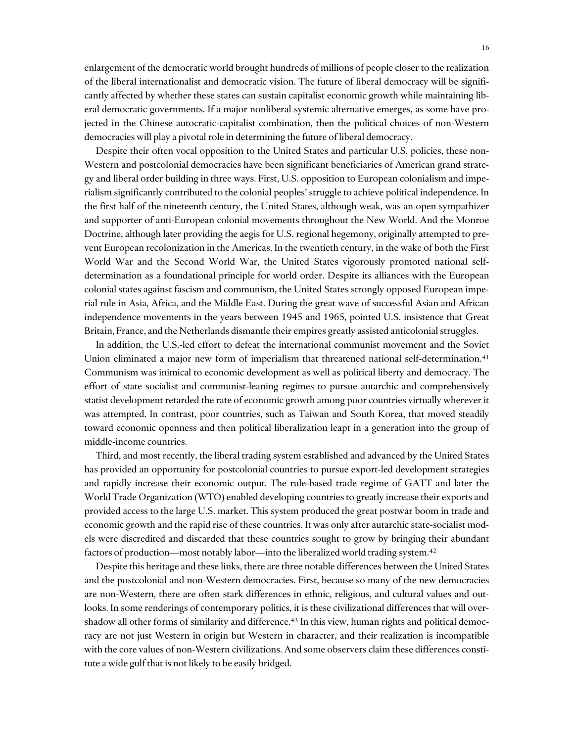enlargement of the democratic world brought hundreds of millions of people closer to the realization of the liberal internationalist and democratic vision. The future of liberal democracy will be significantly affected by whether these states can sustain capitalist economic growth while maintaining liberal democratic governments. If a major nonliberal systemic alternative emerges, as some have projected in the Chinese autocratic-capitalist combination, then the political choices of non-Western democracies will play a pivotal role in determining the future of liberal democracy.

Despite their often vocal opposition to the United States and particular U.S. policies, these non-Western and postcolonial democracies have been significant beneficiaries of American grand strategy and liberal order building in three ways. First, U.S. opposition to European colonialism and imperialism significantly contributed to the colonial peoples' struggle to achieve political independence. In the first half of the nineteenth century, the United States, although weak, was an open sympathizer and supporter of anti-European colonial movements throughout the New World. And the Monroe Doctrine, although later providing the aegis for U.S. regional hegemony, originally attempted to prevent European recolonization in the Americas. In the twentieth century, in the wake of both the First World War and the Second World War, the United States vigorously promoted national self-determination as a foundational principle for world order. Despite its alliances with the European colonial states against fascism and communism, the United States strongly opposed European imperial rule in Asia, Africa, and the Middle East. During the great wave of successful Asian and African independence movements in the years between 1945 and 1965, pointed U.S. insistence that Great Britain, France, and the Netherlands dismantle their empires greatly assisted anticolonial struggles.

In addition, the U.S.-led effort to defeat the international communist movement and the Soviet Union eliminated a major new form of imperialism that threatened national self-determination.[41] Communism was inimical to economic development as well as political liberty and democracy. The effort of state socialist and communist-leaning regimes to pursue autarchic and comprehensively statist development retarded the rate of economic growth among poor countries virtually wherever it was attempted. In contrast, poor countries, such as Taiwan and South Korea, that moved steadily toward economic openness and then political liberalization leapt in a generation into the group of middle-income countries.

Third, and most recently, the liberal trading system established and advanced by the United States has provided an opportunity for postcolonial countries to pursue export-led development strategies and rapidly increase their economic output. The rule-based trade regime of GATT and later the World Trade Organization (WTO) enabled developing countries to greatly increase their exports and provided access to the large U.S. market. This system produced the great postwar boom in trade and economic growth and the rapid rise of these countries. It was only after autarchic state-socialist models were discredited and discarded that these countries sought to grow by bringing their abundant factors of production—most notably labor—into the liberalized world trading system.[42]

Despite this heritage and these links, there are three notable differences between the United States and the postcolonial and non-Western democracies. First, because so many of the new democracies are non-Western, there are often stark differences in ethnic, religious, and cultural values and outlooks. In some renderings of contemporary politics, it is these civilizational differences that will overshadow all other forms of similarity and difference.[43] In this view, human rights and political democracy are not just Western in origin but Western in character, and their realization is incompatible with the core values of non-Western civilizations. And some observers claim these differences constitute a wide gulf that is not likely to be easily bridged.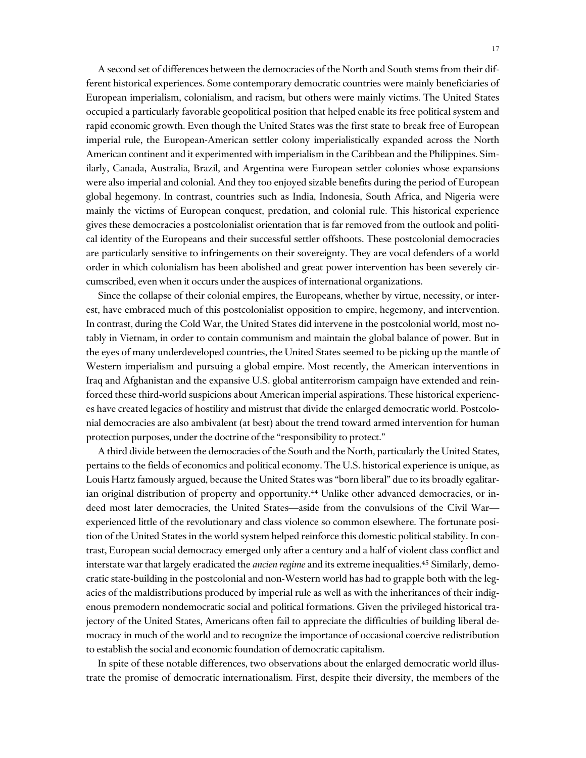A second set of differences between the democracies of the North and South stems from their different historical experiences. Some contemporary democratic countries were mainly beneficiaries of European imperialism, colonialism, and racism, but others were mainly victims. The United States occupied a particularly favorable geopolitical position that helped enable its free political system and rapid economic growth. Even though the United States was the first state to break free of European imperial rule, the European-American settler colony imperialistically expanded across the North American continent and it experimented with imperialism in the Caribbean and the Philippines. Similarly, Canada, Australia, Brazil, and Argentina were European settler colonies whose expansions were also imperial and colonial. And they too enjoyed sizable benefits during the period of European global hegemony. In contrast, countries such as India, Indonesia, South Africa, and Nigeria were mainly the victims of European conquest, predation, and colonial rule. This historical experience gives these democracies a postcolonialist orientation that is far removed from the outlook and political identity of the Europeans and their successful settler offshoots. These postcolonial democracies are particularly sensitive to infringements on their sovereignty. They are vocal defenders of a world order in which colonialism has been abolished and great power intervention has been severely circumscribed, even when it occurs under the auspices of international organizations.

Since the collapse of their colonial empires, the Europeans, whether by virtue, necessity, or interest, have embraced much of this postcolonialist opposition to empire, hegemony, and intervention. In contrast, during the Cold War, the United States did intervene in the postcolonial world, most notably in Vietnam, in order to contain communism and maintain the global balance of power. But in the eyes of many underdeveloped countries, the United States seemed to be picking up the mantle of Western imperialism and pursuing a global empire. Most recently, the American interventions in Iraq and Afghanistan and the expansive U.S. global antiterrorism campaign have extended and reinforced these third-world suspicions about American imperial aspirations. These historical experiences have created legacies of hostility and mistrust that divide the enlarged democratic world. Postcolonial democracies are also ambivalent (at best) about the trend toward armed intervention for human protection purposes, under the doctrine of the "responsibility to protect."

A third divide between the democracies of the South and the North, particularly the United States, pertains to the fields of economics and political economy. The U.S. historical experience is unique, as Louis Hartz famously argued, because the United States was "born liberal" due to its broadly egalitarian original distribution of property and opportunity.[44] Unlike other advanced democracies, or indeed most later democracies, the United States—aside from the convulsions of the Civil War—experienced little of the revolutionary and class violence so common elsewhere. The fortunate position of the United States in the world system helped reinforce this domestic political stability. In contrast, European social democracy emerged only after a century and a half of violent class conflict and interstate war that largely eradicated the *ancien regime* and its extreme inequalities.[45] Similarly, democratic state-building in the postcolonial and non-Western world has had to grapple both with the legacies of the maldistributions produced by imperial rule as well as with the inheritances of their indigenous premodern nondemocratic social and political formations. Given the privileged historical trajectory of the United States, Americans often fail to appreciate the difficulties of building liberal democracy in much of the world and to recognize the importance of occasional coercive redistribution to establish the social and economic foundation of democratic capitalism.

In spite of these notable differences, two observations about the enlarged democratic world illustrate the promise of democratic internationalism. First, despite their diversity, the members of the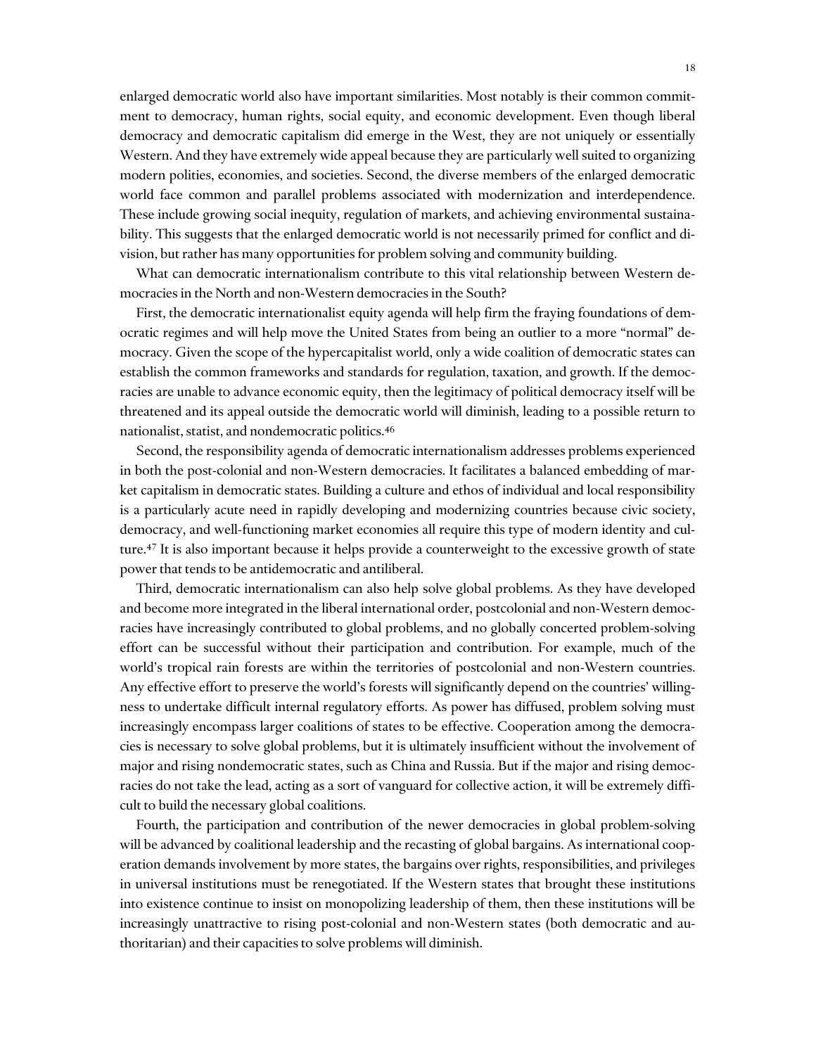enlarged democratic world also have important similarities. Most notably is their common commitment to democracy, human rights, social equity, and economic development. Even though liberal democracy and democratic capitalism did emerge in the West, they are not uniquely or essentially Western. And they have extremely wide appeal because they are particularly well suited to organizing modern polities, economies, and societies. Second, the diverse members of the enlarged democratic world face common and parallel problems associated with modernization and interdependence. These include growing social inequity, regulation of markets, and achieving environmental sustainability. This suggests that the enlarged democratic world is not necessarily primed for conflict and division, but rather has many opportunities for problem solving and community building.

What can democratic internationalism contribute to this vital relationship between Western democracies in the North and non-Western democracies in the South?

First, the democratic internationalist equity agenda will help firm the fraying foundations of democratic regimes and will help move the United States from being an outlier to a more "normal" democracy. Given the scope of the hypercapitalist world, only a wide coalition of democratic states can establish the common frameworks and standards for regulation, taxation, and growth. If the democracies are unable to advance economic equity, then the legitimacy of political democracy itself will be threatened and its appeal outside the democratic world will diminish, leading to a possible return to nationalist, statist, and nondemocratic politics.[46]

Second, the responsibility agenda of democratic internationalism addresses problems experienced in both the post-colonial and non-Western democracies. It facilitates a balanced embedding of market capitalism in democratic states. Building a culture and ethos of individual and local responsibility is a particularly acute need in rapidly developing and modernizing countries because civic society, democracy, and well-functioning market economies all require this type of modern identity and culture.[47] It is also important because it helps provide a counterweight to the excessive growth of state power that tends to be antidemocratic and antiliberal.

Third, democratic internationalism can also help solve global problems. As they have developed and become more integrated in the liberal international order, postcolonial and non-Western democracies have increasingly contributed to global problems, and no globally concerted problem-solving effort can be successful without their participation and contribution. For example, much of the world's tropical rain forests are within the territories of postcolonial and non-Western countries. Any effective effort to preserve the world's forests will significantly depend on the countries' willingness to undertake difficult internal regulatory efforts. As power has diffused, problem solving must increasingly encompass larger coalitions of states to be effective. Cooperation among the democracies is necessary to solve global problems, but it is ultimately insufficient without the involvement of major and rising nondemocratic states, such as China and Russia. But if the major and rising democracies do not take the lead, acting as a sort of vanguard for collective action, it will be extremely difficult to build the necessary global coalitions.

Fourth, the participation and contribution of the newer democracies in global problem-solving will be advanced by coalitional leadership and the recasting of global bargains. As international cooperation demands involvement by more states, the bargains over rights, responsibilities, and privileges in universal institutions must be renegotiated. If the Western states that brought these institutions into existence continue to insist on monopolizing leadership of them, then these institutions will be increasingly unattractive to rising post-colonial and non-Western states (both democratic and authoritarian) and their capacities to solve problems will diminish.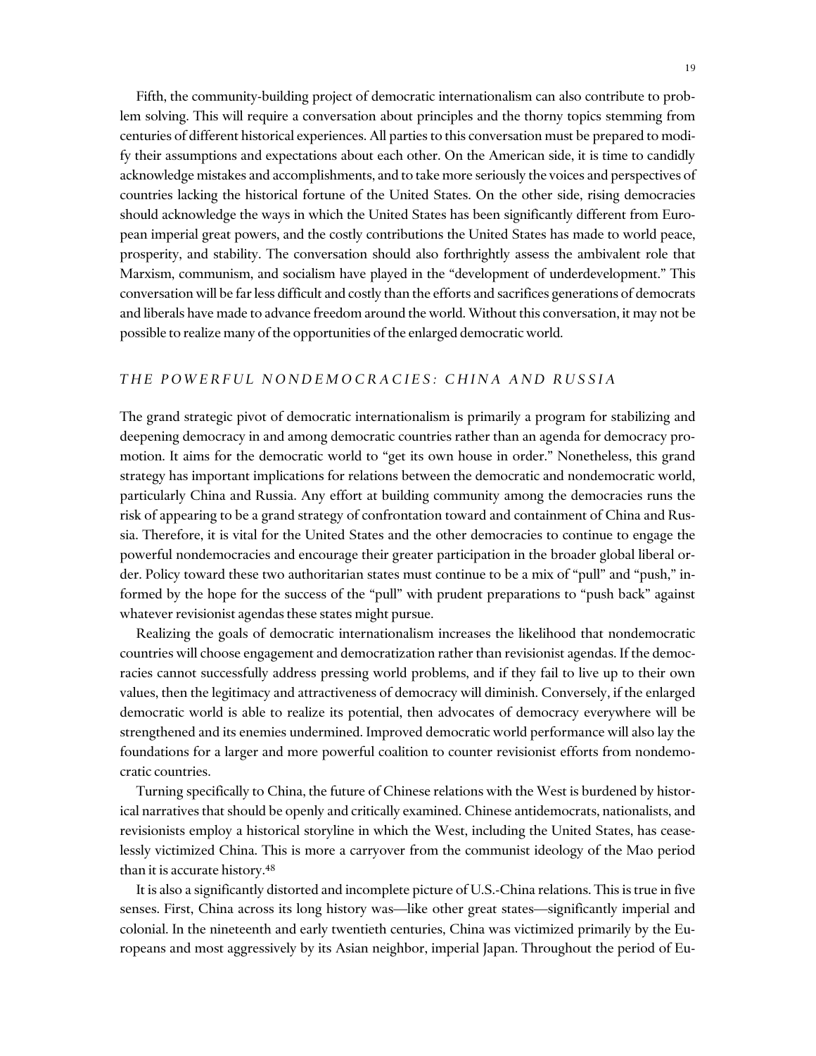Fifth, the community-building project of democratic internationalism can also contribute to problem solving. This will require a conversation about principles and the thorny topics stemming from centuries of different historical experiences. All parties to this conversation must be prepared to modify their assumptions and expectations about each other. On the American side, it is time to candidly acknowledge mistakes and accomplishments, and to take more seriously the voices and perspectives of countries lacking the historical fortune of the United States. On the other side, rising democracies should acknowledge the ways in which the United States has been significantly different from European imperial great powers, and the costly contributions the United States has made to world peace, prosperity, and stability. The conversation should also forthrightly assess the ambivalent role that Marxism, communism, and socialism have played in the "development of underdevelopment." This conversation will be far less difficult and costly than the efforts and sacrifices generations of democrats and liberals have made to advance freedom around the world. Without this conversation, it may not be possible to realize many of the opportunities of the enlarged democratic world.

## *THE POWERFUL NONDEMOCRACIES: CHINA AND RUSSIA*

The grand strategic pivot of democratic internationalism is primarily a program for stabilizing and deepening democracy in and among democratic countries rather than an agenda for democracy promotion. It aims for the democratic world to "get its own house in order." Nonetheless, this grand strategy has important implications for relations between the democratic and nondemocratic world, particularly China and Russia. Any effort at building community among the democracies runs the risk of appearing to be a grand strategy of confrontation toward and containment of China and Russia. Therefore, it is vital for the United States and the other democracies to continue to engage the powerful nondemocracies and encourage their greater participation in the broader global liberal order. Policy toward these two authoritarian states must continue to be a mix of "pull" and "push," informed by the hope for the success of the "pull" with prudent preparations to "push back" against whatever revisionist agendas these states might pursue.

Realizing the goals of democratic internationalism increases the likelihood that nondemocratic countries will choose engagement and democratization rather than revisionist agendas. If the democracies cannot successfully address pressing world problems, and if they fail to live up to their own values, then the legitimacy and attractiveness of democracy will diminish. Conversely, if the enlarged democratic world is able to realize its potential, then advocates of democracy everywhere will be strengthened and its enemies undermined. Improved democratic world performance will also lay the foundations for a larger and more powerful coalition to counter revisionist efforts from nondemocratic countries.

Turning specifically to China, the future of Chinese relations with the West is burdened by historical narratives that should be openly and critically examined. Chinese antidemocrats, nationalists, and revisionists employ a historical storyline in which the West, including the United States, has ceaselessly victimized China. This is more a carryover from the communist ideology of the Mao period than it is accurate history.[48]

It is also a significantly distorted and incomplete picture of U.S.-China relations. This is true in five senses. First, China across its long history was—like other great states—significantly imperial and colonial. In the nineteenth and early twentieth centuries, China was victimized primarily by the Europeans and most aggressively by its Asian neighbor, imperial Japan. Throughout the period of Eu-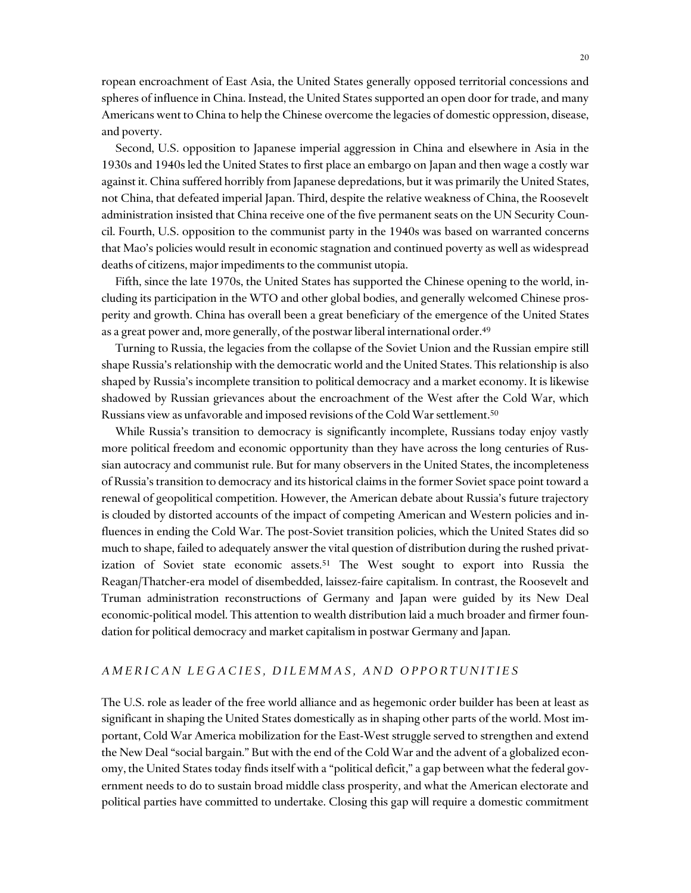ropean encroachment of East Asia, the United States generally opposed territorial concessions and spheres of influence in China. Instead, the United States supported an open door for trade, and many Americans went to China to help the Chinese overcome the legacies of domestic oppression, disease, and poverty.

Second, U.S. opposition to Japanese imperial aggression in China and elsewhere in Asia in the 1930s and 1940s led the United States to first place an embargo on Japan and then wage a costly war against it. China suffered horribly from Japanese depredations, but it was primarily the United States, not China, that defeated imperial Japan. Third, despite the relative weakness of China, the Roosevelt administration insisted that China receive one of the five permanent seats on the UN Security Council. Fourth, U.S. opposition to the communist party in the 1940s was based on warranted concerns that Mao's policies would result in economic stagnation and continued poverty as well as widespread deaths of citizens, major impediments to the communist utopia.

Fifth, since the late 1970s, the United States has supported the Chinese opening to the world, including its participation in the WTO and other global bodies, and generally welcomed Chinese prosperity and growth. China has overall been a great beneficiary of the emergence of the United States as a great power and, more generally, of the postwar liberal international order.[49]

Turning to Russia, the legacies from the collapse of the Soviet Union and the Russian empire still shape Russia's relationship with the democratic world and the United States. This relationship is also shaped by Russia's incomplete transition to political democracy and a market economy. It is likewise shadowed by Russian grievances about the encroachment of the West after the Cold War, which Russians view as unfavorable and imposed revisions of the Cold War settlement.[50]

While Russia's transition to democracy is significantly incomplete, Russians today enjoy vastly more political freedom and economic opportunity than they have across the long centuries of Russian autocracy and communist rule. But for many observers in the United States, the incompleteness of Russia's transition to democracy and its historical claims in the former Soviet space point toward a renewal of geopolitical competition. However, the American debate about Russia's future trajectory is clouded by distorted accounts of the impact of competing American and Western policies and influences in ending the Cold War. The post-Soviet transition policies, which the United States did so much to shape, failed to adequately answer the vital question of distribution during the rushed privatization of Soviet state economic assets.[51] The West sought to export into Russia the Reagan/Thatcher-era model of disembedded, laissez-faire capitalism. In contrast, the Roosevelt and Truman administration reconstructions of Germany and Japan were guided by its New Deal economic-political model. This attention to wealth distribution laid a much broader and firmer foundation for political democracy and market capitalism in postwar Germany and Japan.

## *AMERICAN LEGACIES, DILEMMAS, AND OPPORTUNITIES*

The U.S. role as leader of the free world alliance and as hegemonic order builder has been at least as significant in shaping the United States domestically as in shaping other parts of the world. Most important, Cold War America mobilization for the East-West struggle served to strengthen and extend the New Deal "social bargain." But with the end of the Cold War and the advent of a globalized economy, the United States today finds itself with a "political deficit," a gap between what the federal government needs to do to sustain broad middle class prosperity, and what the American electorate and political parties have committed to undertake. Closing this gap will require a domestic commitment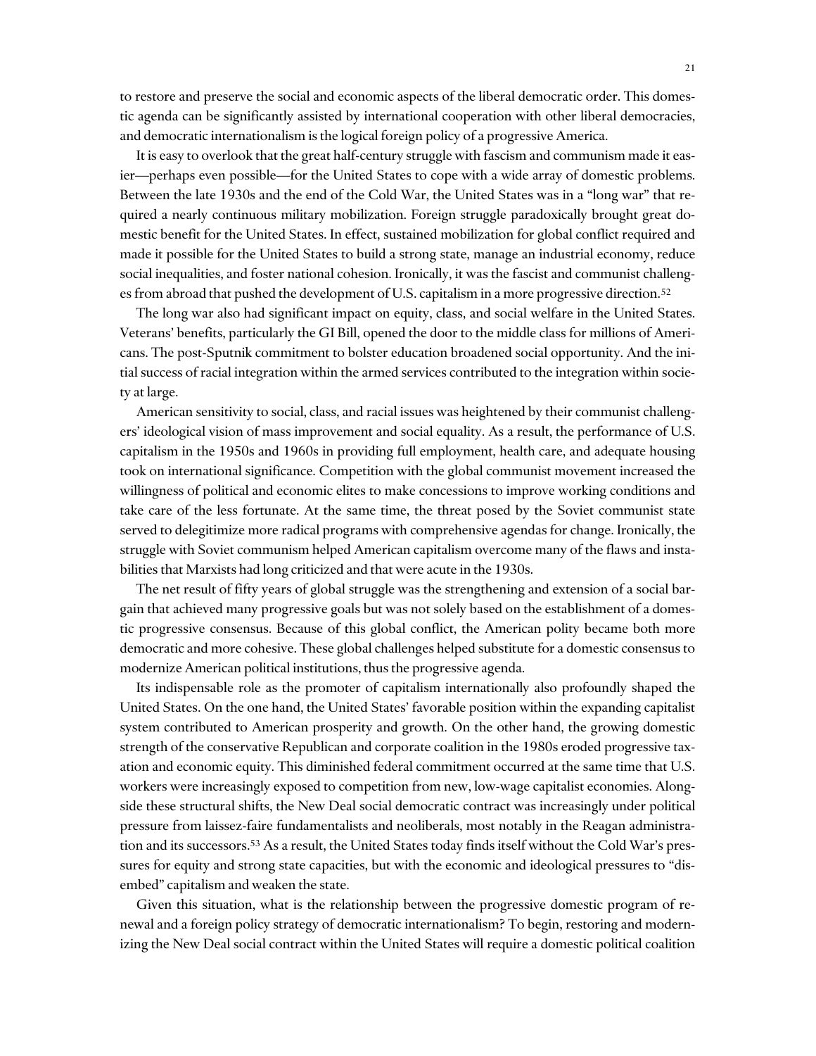to restore and preserve the social and economic aspects of the liberal democratic order. This domestic agenda can be significantly assisted by international cooperation with other liberal democracies, and democratic internationalism is the logical foreign policy of a progressive America.

It is easy to overlook that the great half-century struggle with fascism and communism made it easier—perhaps even possible—for the United States to cope with a wide array of domestic problems. Between the late 1930s and the end of the Cold War, the United States was in a "long war" that required a nearly continuous military mobilization. Foreign struggle paradoxically brought great domestic benefit for the United States. In effect, sustained mobilization for global conflict required and made it possible for the United States to build a strong state, manage an industrial economy, reduce social inequalities, and foster national cohesion. Ironically, it was the fascist and communist challenges from abroad that pushed the development of U.S. capitalism in a more progressive direction.[52]

The long war also had significant impact on equity, class, and social welfare in the United States. Veterans' benefits, particularly the GI Bill, opened the door to the middle class for millions of Americans. The post-Sputnik commitment to bolster education broadened social opportunity. And the initial success of racial integration within the armed services contributed to the integration within society at large.

American sensitivity to social, class, and racial issues was heightened by their communist challengers' ideological vision of mass improvement and social equality. As a result, the performance of U.S. capitalism in the 1950s and 1960s in providing full employment, health care, and adequate housing took on international significance. Competition with the global communist movement increased the willingness of political and economic elites to make concessions to improve working conditions and take care of the less fortunate. At the same time, the threat posed by the Soviet communist state served to delegitimize more radical programs with comprehensive agendas for change. Ironically, the struggle with Soviet communism helped American capitalism overcome many of the flaws and instabilities that Marxists had long criticized and that were acute in the 1930s.

The net result of fifty years of global struggle was the strengthening and extension of a social bargain that achieved many progressive goals but was not solely based on the establishment of a domestic progressive consensus. Because of this global conflict, the American polity became both more democratic and more cohesive. These global challenges helped substitute for a domestic consensus to modernize American political institutions, thus the progressive agenda.

Its indispensable role as the promoter of capitalism internationally also profoundly shaped the United States. On the one hand, the United States' favorable position within the expanding capitalist system contributed to American prosperity and growth. On the other hand, the growing domestic strength of the conservative Republican and corporate coalition in the 1980s eroded progressive taxation and economic equity. This diminished federal commitment occurred at the same time that U.S. workers were increasingly exposed to competition from new, low-wage capitalist economies. Alongside these structural shifts, the New Deal social democratic contract was increasingly under political pressure from laissez-faire fundamentalists and neoliberals, most notably in the Reagan administration and its successors.[53] As a result, the United States today finds itself without the Cold War's pressures for equity and strong state capacities, but with the economic and ideological pressures to "disembed" capitalism and weaken the state.

Given this situation, what is the relationship between the progressive domestic program of renewal and a foreign policy strategy of democratic internationalism? To begin, restoring and modernizing the New Deal social contract within the United States will require a domestic political coalition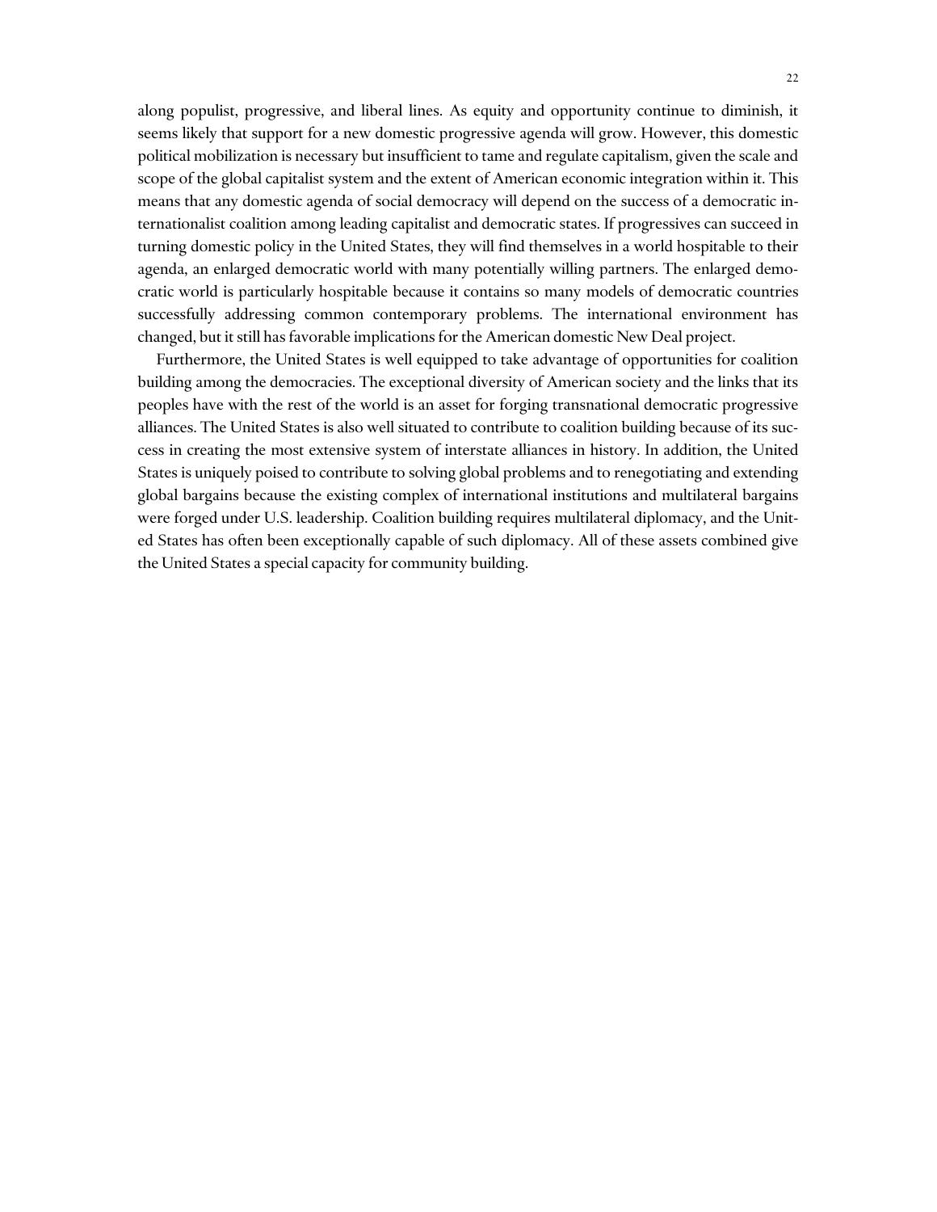along populist, progressive, and liberal lines. As equity and opportunity continue to diminish, it seems likely that support for a new domestic progressive agenda will grow. However, this domestic political mobilization is necessary but insufficient to tame and regulate capitalism, given the scale and scope of the global capitalist system and the extent of American economic integration within it. This means that any domestic agenda of social democracy will depend on the success of a democratic internationalist coalition among leading capitalist and democratic states. If progressives can succeed in turning domestic policy in the United States, they will find themselves in a world hospitable to their agenda, an enlarged democratic world with many potentially willing partners. The enlarged democratic world is particularly hospitable because it contains so many models of democratic countries successfully addressing common contemporary problems. The international environment has changed, but it still has favorable implications for the American domestic New Deal project.

Furthermore, the United States is well equipped to take advantage of opportunities for coalition building among the democracies. The exceptional diversity of American society and the links that its peoples have with the rest of the world is an asset for forging transnational democratic progressive alliances. The United States is also well situated to contribute to coalition building because of its success in creating the most extensive system of interstate alliances in history. In addition, the United States is uniquely poised to contribute to solving global problems and to renegotiating and extending global bargains because the existing complex of international institutions and multilateral bargains were forged under U.S. leadership. Coalition building requires multilateral diplomacy, and the United States has often been exceptionally capable of such diplomacy. All of these assets combined give the United States a special capacity for community building.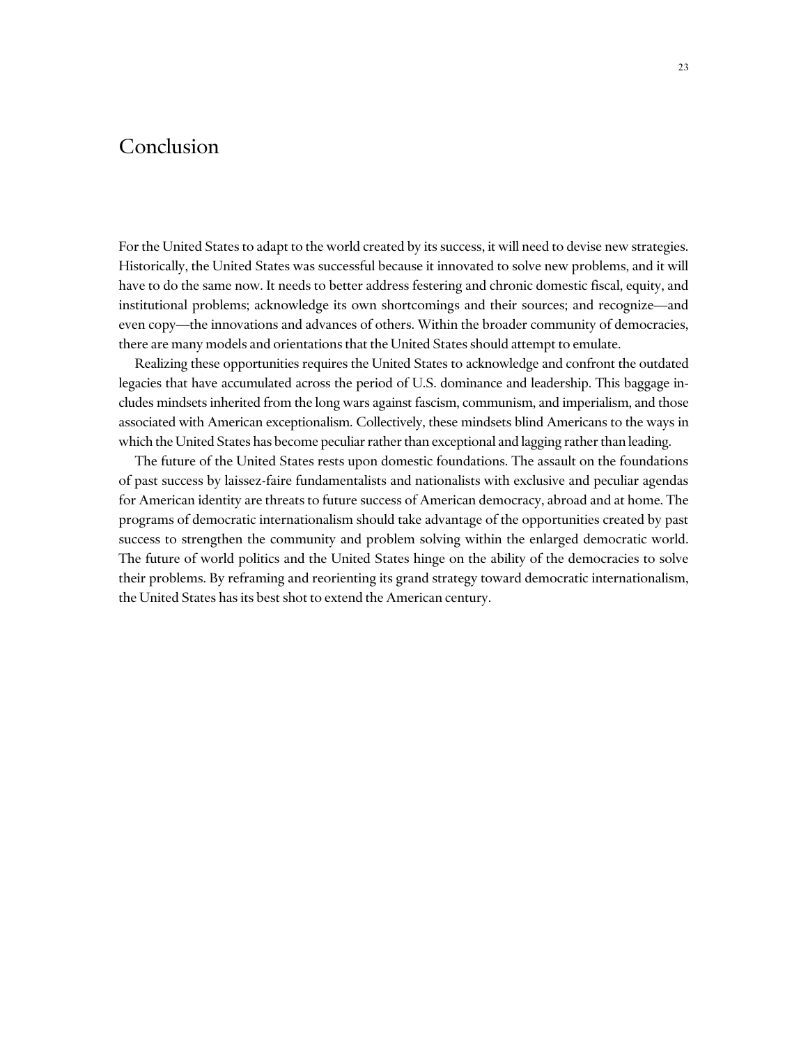# Conclusion

For the United States to adapt to the world created by its success, it will need to devise new strategies. Historically, the United States was successful because it innovated to solve new problems, and it will have to do the same now. It needs to better address festering and chronic domestic fiscal, equity, and institutional problems; acknowledge its own shortcomings and their sources; and recognize—and even copy—the innovations and advances of others. Within the broader community of democracies, there are many models and orientations that the United States should attempt to emulate.

Realizing these opportunities requires the United States to acknowledge and confront the outdated legacies that have accumulated across the period of U.S. dominance and leadership. This baggage includes mindsets inherited from the long wars against fascism, communism, and imperialism, and those associated with American exceptionalism. Collectively, these mindsets blind Americans to the ways in which the United States has become peculiar rather than exceptional and lagging rather than leading.

The future of the United States rests upon domestic foundations. The assault on the foundations of past success by laissez-faire fundamentalists and nationalists with exclusive and peculiar agendas for American identity are threats to future success of American democracy, abroad and at home. The programs of democratic internationalism should take advantage of the opportunities created by past success to strengthen the community and problem solving within the enlarged democratic world. The future of world politics and the United States hinge on the ability of the democracies to solve their problems. By reframing and reorienting its grand strategy toward democratic internationalism, the United States has its best shot to extend the American century.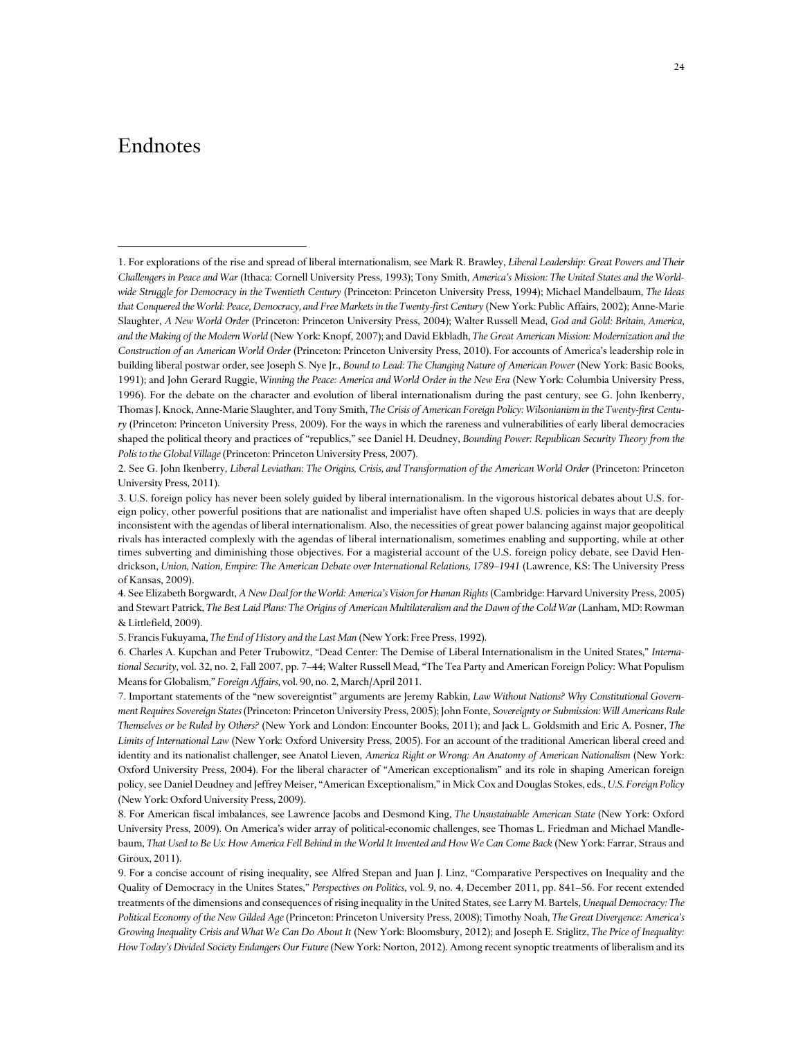# Endnotes

1. For explorations of the rise and spread of liberal internationalism, see Mark R. Brawley, *Liberal Leadership: Great Powers and Their Challengers in Peace and War* (Ithaca: Cornell University Press, 1993); Tony Smith, *America's Mission: The United States and the Worldwide Struggle for Democracy in the Twentieth Century* (Princeton: Princeton University Press, 1994); Michael Mandelbaum, *The Ideas that Conquered the World: Peace, Democracy, and Free Markets in the Twenty-first Century* (New York: Public Affairs, 2002); Anne-Marie Slaughter, *A New World Order* (Princeton: Princeton University Press, 2004); Walter Russell Mead, *God and Gold: Britain, America, and the Making of the Modern World* (New York: Knopf, 2007); and David Ekbladh, *The Great American Mission: Modernization and the Construction of an American World Order* (Princeton: Princeton University Press, 2010). For accounts of America's leadership role in building liberal postwar order, see Joseph S. Nye Jr., *Bound to Lead: The Changing Nature of American Power* (New York: Basic Books, 1991); and John Gerard Ruggie, *Winning the Peace: America and World Order in the New Era* (New York: Columbia University Press, 1996). For the debate on the character and evolution of liberal internationalism during the past century, see G. John Ikenberry, Thomas J. Knock, Anne-Marie Slaughter, and Tony Smith, *The Crisis of American Foreign Policy: Wilsonianism in the Twenty-first Century* (Princeton: Princeton University Press, 2009). For the ways in which the rareness and vulnerabilities of early liberal democracies shaped the political theory and practices of "republics," see Daniel H. Deudney, *Bounding Power: Republican Security Theory from the Polis to the Global Village* (Princeton: Princeton University Press, 2007).

2. See G. John Ikenberry, *Liberal Leviathan: The Origins, Crisis, and Transformation of the American World Order* (Princeton: Princeton University Press, 2011).

3. U.S. foreign policy has never been solely guided by liberal internationalism. In the vigorous historical debates about U.S. foreign policy, other powerful positions that are nationalist and imperialist have often shaped U.S. policies in ways that are deeply inconsistent with the agendas of liberal internationalism. Also, the necessities of great power balancing against major geopolitical rivals has interacted complexly with the agendas of liberal internationalism, sometimes enabling and supporting, while at other times subverting and diminishing those objectives. For a magisterial account of the U.S. foreign policy debate, see David Hendrickson, *Union, Nation, Empire: The American Debate over International Relations, 1789–1941* (Lawrence, KS: The University Press of Kansas, 2009).

4. See Elizabeth Borgwardt, *A New Deal for the World: America's Vision for Human Rights* (Cambridge: Harvard University Press, 2005) and Stewart Patrick, *The Best Laid Plans: The Origins of American Multilateralism and the Dawn of the Cold War* (Lanham, MD: Rowman & Littlefield, 2009).

5. Francis Fukuyama, *The End of History and the Last Man* (New York: Free Press, 1992).

6. Charles A. Kupchan and Peter Trubowitz, "Dead Center: The Demise of Liberal Internationalism in the United States," *International Security*, vol. 32, no. 2, Fall 2007, pp. 7–44; Walter Russell Mead, "The Tea Party and American Foreign Policy: What Populism Means for Globalism," *Foreign Affairs*, vol. 90, no. 2, March/April 2011.

7. Important statements of the "new sovereigntist" arguments are Jeremy Rabkin, *Law Without Nations? Why Constitutional Government Requires Sovereign States* (Princeton: Princeton University Press, 2005); John Fonte, *Sovereignty or Submission: Will Americans Rule Themselves or be Ruled by Others?* (New York and London: Encounter Books, 2011); and Jack L. Goldsmith and Eric A. Posner, *The Limits of International Law* (New York: Oxford University Press, 2005). For an account of the traditional American liberal creed and identity and its nationalist challenger, see Anatol Lieven, *America Right or Wrong: An Anatomy of American Nationalism* (New York: Oxford University Press, 2004). For the liberal character of "American exceptionalism" and its role in shaping American foreign policy, see Daniel Deudney and Jeffrey Meiser, "American Exceptionalism," in Mick Cox and Douglas Stokes, eds., *U.S. Foreign Policy* (New York: Oxford University Press, 2009).

8. For American fiscal imbalances, see Lawrence Jacobs and Desmond King, *The Unsustainable American State* (New York: Oxford University Press, 2009). On America's wider array of political-economic challenges, see Thomas L. Friedman and Michael Mandlebaum, *That Used to Be Us: How America Fell Behind in the World It Invented and How We Can Come Back* (New York: Farrar, Straus and Giroux, 2011).

9. For a concise account of rising inequality, see Alfred Stepan and Juan J. Linz, "Comparative Perspectives on Inequality and the Quality of Democracy in the Unites States," *Perspectives on Politics*, vol. 9, no. 4, December 2011, pp. 841–56. For recent extended treatments of the dimensions and consequences of rising inequality in the United States, see Larry M. Bartels, *Unequal Democracy: The Political Economy of the New Gilded Age* (Princeton: Princeton University Press, 2008); Timothy Noah, *The Great Divergence: America's Growing Inequality Crisis and What We Can Do About It* (New York: Bloomsbury, 2012); and Joseph E. Stiglitz, *The Price of Inequality: How Today's Divided Society Endangers Our Future* (New York: Norton, 2012). Among recent synoptic treatments of liberalism and its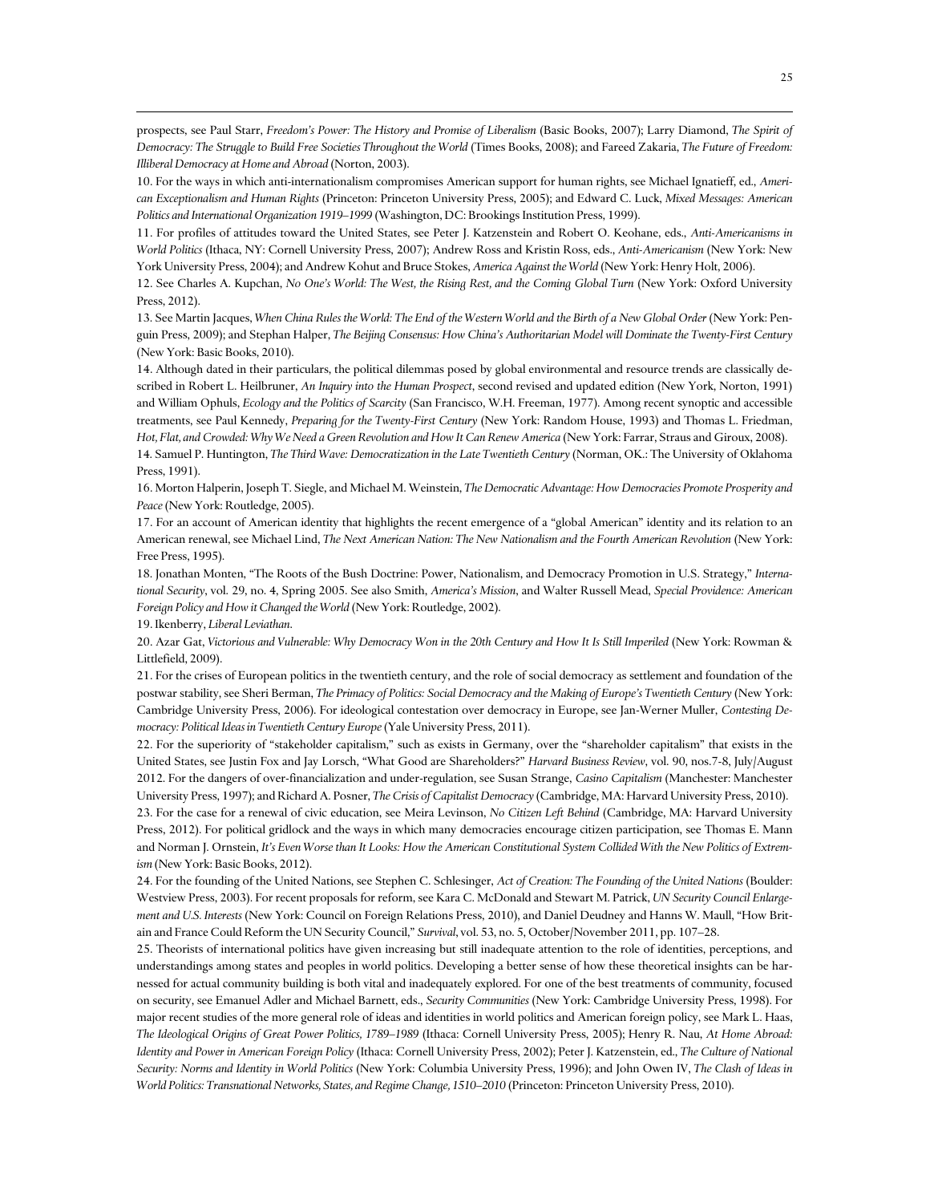prospects, see Paul Starr, *Freedom's Power: The History and Promise of Liberalism* (Basic Books, 2007); Larry Diamond, *The Spirit of Democracy: The Struggle to Build Free Societies Throughout the World* (Times Books, 2008); and Fareed Zakaria, *The Future of Freedom: Illiberal Democracy at Home and Abroad* (Norton, 2003).

10. For the ways in which anti-internationalism compromises American support for human rights, see Michael Ignatieff, ed., *American Exceptionalism and Human Rights* (Princeton: Princeton University Press, 2005); and Edward C. Luck, *Mixed Messages: American Politics and International Organization 1919–1999* (Washington, DC: Brookings Institution Press, 1999).

11. For profiles of attitudes toward the United States, see Peter J. Katzenstein and Robert O. Keohane, eds., *Anti-Americanisms in World Politics* (Ithaca, NY: Cornell University Press, 2007); Andrew Ross and Kristin Ross, eds., *Anti-Americanism* (New York: New York University Press, 2004); and Andrew Kohut and Bruce Stokes, *America Against the World* (New York: Henry Holt, 2006).

12. See Charles A. Kupchan, *No One's World: The West, the Rising Rest, and the Coming Global Turn* (New York: Oxford University Press, 2012).

13. See Martin Jacques, *When China Rules the World: The End of the Western World and the Birth of a New Global Order* (New York: Penguin Press, 2009); and Stephan Halper, *The Beijing Consensus: How China's Authoritarian Model will Dominate the Twenty-First Century* (New York: Basic Books, 2010).

14. Although dated in their particulars, the political dilemmas posed by global environmental and resource trends are classically described in Robert L. Heilbruner, *An Inquiry into the Human Prospect*, second revised and updated edition (New York, Norton, 1991) and William Ophuls, *Ecology and the Politics of Scarcity* (San Francisco, W.H. Freeman, 1977). Among recent synoptic and accessible treatments, see Paul Kennedy, *Preparing for the Twenty-First Century* (New York: Random House, 1993) and Thomas L. Friedman, *Hot, Flat, and Crowded: Why We Need a Green Revolution and How It Can Renew America* (New York: Farrar, Straus and Giroux, 2008).

14. Samuel P. Huntington, *The Third Wave: Democratization in the Late Twentieth Century* (Norman, OK.: The University of Oklahoma Press, 1991).

16. Morton Halperin, Joseph T. Siegle, and Michael M. Weinstein, *The Democratic Advantage: How Democracies Promote Prosperity and Peace* (New York: Routledge, 2005).

17. For an account of American identity that highlights the recent emergence of a "global American" identity and its relation to an American renewal, see Michael Lind, *The Next American Nation: The New Nationalism and the Fourth American Revolution* (New York: Free Press, 1995).

18. Jonathan Monten, "The Roots of the Bush Doctrine: Power, Nationalism, and Democracy Promotion in U.S. Strategy," *International Security*, vol. 29, no. 4, Spring 2005. See also Smith, *America's Mission*, and Walter Russell Mead, *Special Providence: American Foreign Policy and How it Changed the World* (New York: Routledge, 2002).

19. Ikenberry, *Liberal Leviathan*.

20. Azar Gat, *Victorious and Vulnerable: Why Democracy Won in the 20th Century and How It Is Still Imperiled* (New York: Rowman & Littlefield, 2009).

21. For the crises of European politics in the twentieth century, and the role of social democracy as settlement and foundation of the postwar stability, see Sheri Berman, *The Primacy of Politics: Social Democracy and the Making of Europe's Twentieth Century* (New York: Cambridge University Press, 2006). For ideological contestation over democracy in Europe, see Jan-Werner Muller, *Contesting Democracy: Political Ideas in Twentieth Century Europe* (Yale University Press, 2011).

22. For the superiority of "stakeholder capitalism," such as exists in Germany, over the "shareholder capitalism" that exists in the United States, see Justin Fox and Jay Lorsch, "What Good are Shareholders?" *Harvard Business Review*, vol. 90, nos.7-8, July/August 2012. For the dangers of over-financialization and under-regulation, see Susan Strange, *Casino Capitalism* (Manchester: Manchester University Press, 1997); and Richard A. Posner, *The Crisis of Capitalist Democracy* (Cambridge, MA: Harvard University Press, 2010).

23. For the case for a renewal of civic education, see Meira Levinson, *No Citizen Left Behind* (Cambridge, MA: Harvard University Press, 2012). For political gridlock and the ways in which many democracies encourage citizen participation, see Thomas E. Mann and Norman J. Ornstein, *It's Even Worse than It Looks: How the American Constitutional System Collided With the New Politics of Extremism* (New York: Basic Books, 2012).

24. For the founding of the United Nations, see Stephen C. Schlesinger, *Act of Creation: The Founding of the United Nations* (Boulder: Westview Press, 2003). For recent proposals for reform, see Kara C. McDonald and Stewart M. Patrick, *UN Security Council Enlargement and U.S. Interests* (New York: Council on Foreign Relations Press, 2010), and Daniel Deudney and Hanns W. Maull, "How Britain and France Could Reform the UN Security Council," *Survival*, vol. 53, no. 5, October/November 2011, pp. 107–28.

25. Theorists of international politics have given increasing but still inadequate attention to the role of identities, perceptions, and understandings among states and peoples in world politics. Developing a better sense of how these theoretical insights can be harnessed for actual community building is both vital and inadequately explored. For one of the best treatments of community, focused on security, see Emanuel Adler and Michael Barnett, eds., *Security Communities* (New York: Cambridge University Press, 1998). For major recent studies of the more general role of ideas and identities in world politics and American foreign policy, see Mark L. Haas, *The Ideological Origins of Great Power Politics, 1789–1989* (Ithaca: Cornell University Press, 2005); Henry R. Nau, *At Home Abroad: Identity and Power in American Foreign Policy* (Ithaca: Cornell University Press, 2002); Peter J. Katzenstein, ed., *The Culture of National Security: Norms and Identity in World Politics* (New York: Columbia University Press, 1996); and John Owen IV, *The Clash of Ideas in World Politics: Transnational Networks, States, and Regime Change, 1510–2010* (Princeton: Princeton University Press, 2010).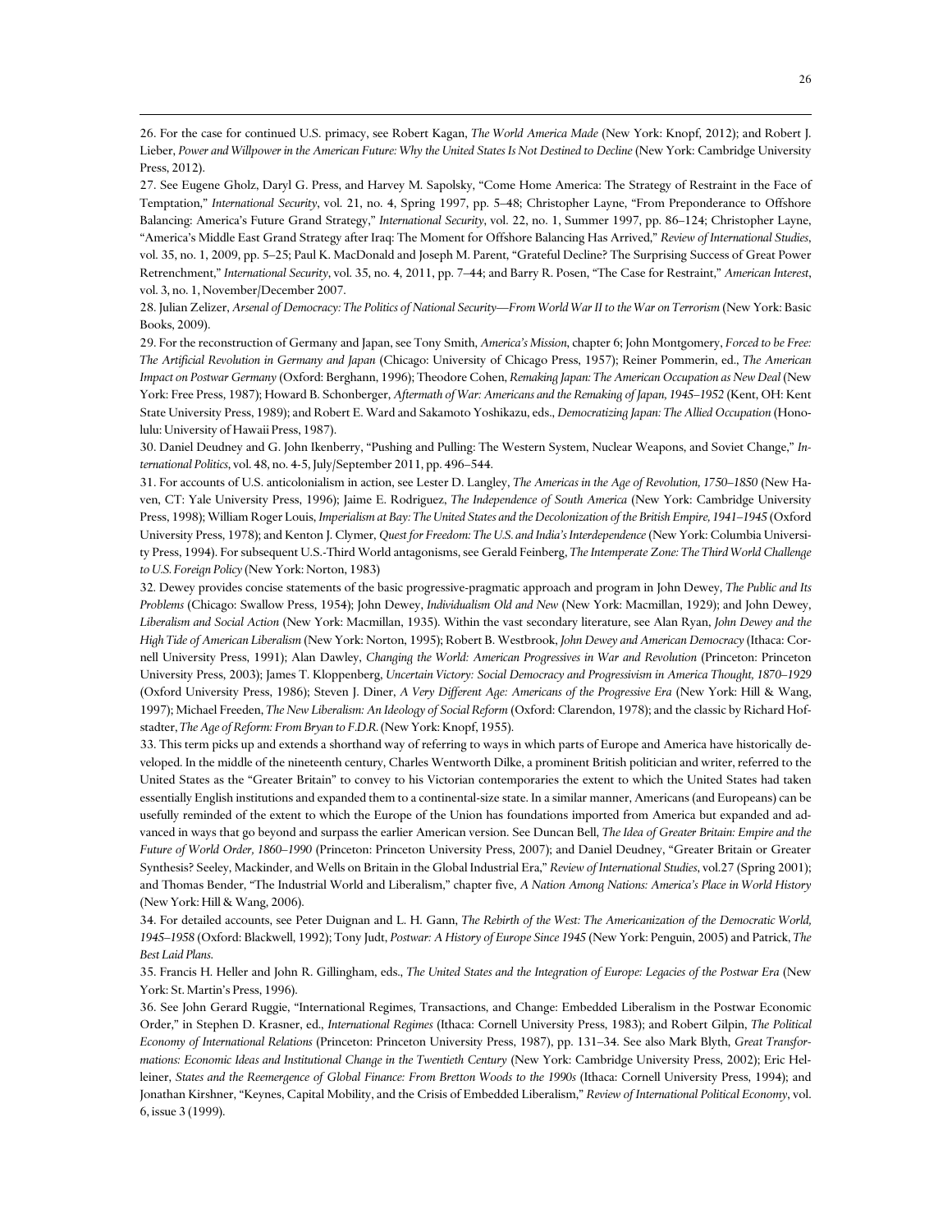26. For the case for continued U.S. primacy, see Robert Kagan, *The World America Made* (New York: Knopf, 2012); and Robert J. Lieber, *Power and Willpower in the American Future: Why the United States Is Not Destined to Decline* (New York: Cambridge University Press, 2012).

27. See Eugene Gholz, Daryl G. Press, and Harvey M. Sapolsky, "Come Home America: The Strategy of Restraint in the Face of Temptation," *International Security*, vol. 21, no. 4, Spring 1997, pp. 5–48; Christopher Layne, "From Preponderance to Offshore Balancing: America's Future Grand Strategy," *International Security*, vol. 22, no. 1, Summer 1997, pp. 86–124; Christopher Layne, "America's Middle East Grand Strategy after Iraq: The Moment for Offshore Balancing Has Arrived," *Review of International Studies*, vol. 35, no. 1, 2009, pp. 5–25; Paul K. MacDonald and Joseph M. Parent, "Grateful Decline? The Surprising Success of Great Power Retrenchment," *International Security*, vol. 35, no. 4, 2011, pp. 7–44; and Barry R. Posen, "The Case for Restraint," *American Interest*, vol. 3, no. 1, November/December 2007.

28. Julian Zelizer, *Arsenal of Democracy: The Politics of National Security—From World War II to the War on Terrorism* (New York: Basic Books, 2009).

29. For the reconstruction of Germany and Japan, see Tony Smith, *America's Mission*, chapter 6; John Montgomery, *Forced to be Free: The Artificial Revolution in Germany and Japan* (Chicago: University of Chicago Press, 1957); Reiner Pommerin, ed., *The American Impact on Postwar Germany* (Oxford: Berghann, 1996); Theodore Cohen, *Remaking Japan: The American Occupation as New Deal* (New York: Free Press, 1987); Howard B. Schonberger, *Aftermath of War: Americans and the Remaking of Japan, 1945–1952* (Kent, OH: Kent State University Press, 1989); and Robert E. Ward and Sakamoto Yoshikazu, eds., *Democratizing Japan: The Allied Occupation* (Honolulu: University of Hawaii Press, 1987).

30. Daniel Deudney and G. John Ikenberry, "Pushing and Pulling: The Western System, Nuclear Weapons, and Soviet Change," *International Politics*, vol. 48, no. 4-5, July/September 2011, pp. 496–544.

31. For accounts of U.S. anticolonialism in action, see Lester D. Langley, *The Americas in the Age of Revolution, 1750–1850* (New Haven, CT: Yale University Press, 1996); Jaime E. Rodriguez, *The Independence of South America* (New York: Cambridge University Press, 1998); William Roger Louis, *Imperialism at Bay: The United States and the Decolonization of the British Empire, 1941–1945* (Oxford University Press, 1978); and Kenton J. Clymer, *Quest for Freedom: The U.S. and India's Interdependence* (New York: Columbia University Press, 1994). For subsequent U.S.-Third World antagonisms, see Gerald Feinberg, *The Intemperate Zone: The Third World Challenge to U.S. Foreign Policy* (New York: Norton, 1983)

32. Dewey provides concise statements of the basic progressive-pragmatic approach and program in John Dewey, *The Public and Its Problems* (Chicago: Swallow Press, 1954); John Dewey, *Individualism Old and New* (New York: Macmillan, 1929); and John Dewey, *Liberalism and Social Action* (New York: Macmillan, 1935). Within the vast secondary literature, see Alan Ryan, *John Dewey and the High Tide of American Liberalism* (New York: Norton, 1995); Robert B. Westbrook, *John Dewey and American Democracy* (Ithaca: Cornell University Press, 1991); Alan Dawley, *Changing the World: American Progressives in War and Revolution* (Princeton: Princeton University Press, 2003); James T. Kloppenberg, *Uncertain Victory: Social Democracy and Progressivism in America Thought, 1870–1929* (Oxford University Press, 1986); Steven J. Diner, *A Very Different Age: Americans of the Progressive Era* (New York: Hill & Wang, 1997); Michael Freeden, *The New Liberalism: An Ideology of Social Reform* (Oxford: Clarendon, 1978); and the classic by Richard Hofstadter, *The Age of Reform: From Bryan to F.D.R.* (New York: Knopf, 1955).

33. This term picks up and extends a shorthand way of referring to ways in which parts of Europe and America have historically developed. In the middle of the nineteenth century, Charles Wentworth Dilke, a prominent British politician and writer, referred to the United States as the "Greater Britain" to convey to his Victorian contemporaries the extent to which the United States had taken essentially English institutions and expanded them to a continental-size state. In a similar manner, Americans (and Europeans) can be usefully reminded of the extent to which the Europe of the Union has foundations imported from America but expanded and advanced in ways that go beyond and surpass the earlier American version. See Duncan Bell, *The Idea of Greater Britain: Empire and the Future of World Order, 1860–1990* (Princeton: Princeton University Press, 2007); and Daniel Deudney, "Greater Britain or Greater Synthesis? Seeley, Mackinder, and Wells on Britain in the Global Industrial Era," *Review of International Studies*, vol.27 (Spring 2001); and Thomas Bender, "The Industrial World and Liberalism," chapter five, *A Nation Among Nations: America's Place in World History* (New York: Hill & Wang, 2006).

34. For detailed accounts, see Peter Duignan and L. H. Gann, *The Rebirth of the West: The Americanization of the Democratic World, 1945–1958* (Oxford: Blackwell, 1992); Tony Judt, *Postwar: A History of Europe Since 1945* (New York: Penguin, 2005) and Patrick, *The Best Laid Plans.*

35. Francis H. Heller and John R. Gillingham, eds., *The United States and the Integration of Europe: Legacies of the Postwar Era* (New York: St. Martin's Press, 1996).

36. See John Gerard Ruggie, "International Regimes, Transactions, and Change: Embedded Liberalism in the Postwar Economic Order," in Stephen D. Krasner, ed., *International Regimes* (Ithaca: Cornell University Press, 1983); and Robert Gilpin, *The Political Economy of International Relations* (Princeton: Princeton University Press, 1987), pp. 131–34. See also Mark Blyth, *Great Transformations: Economic Ideas and Institutional Change in the Twentieth Century* (New York: Cambridge University Press, 2002); Eric Helleiner, *States and the Reemergence of Global Finance: From Bretton Woods to the 1990s* (Ithaca: Cornell University Press, 1994); and Jonathan Kirshner, "Keynes, Capital Mobility, and the Crisis of Embedded Liberalism," *Review of International Political Economy*, vol. 6, issue 3 (1999).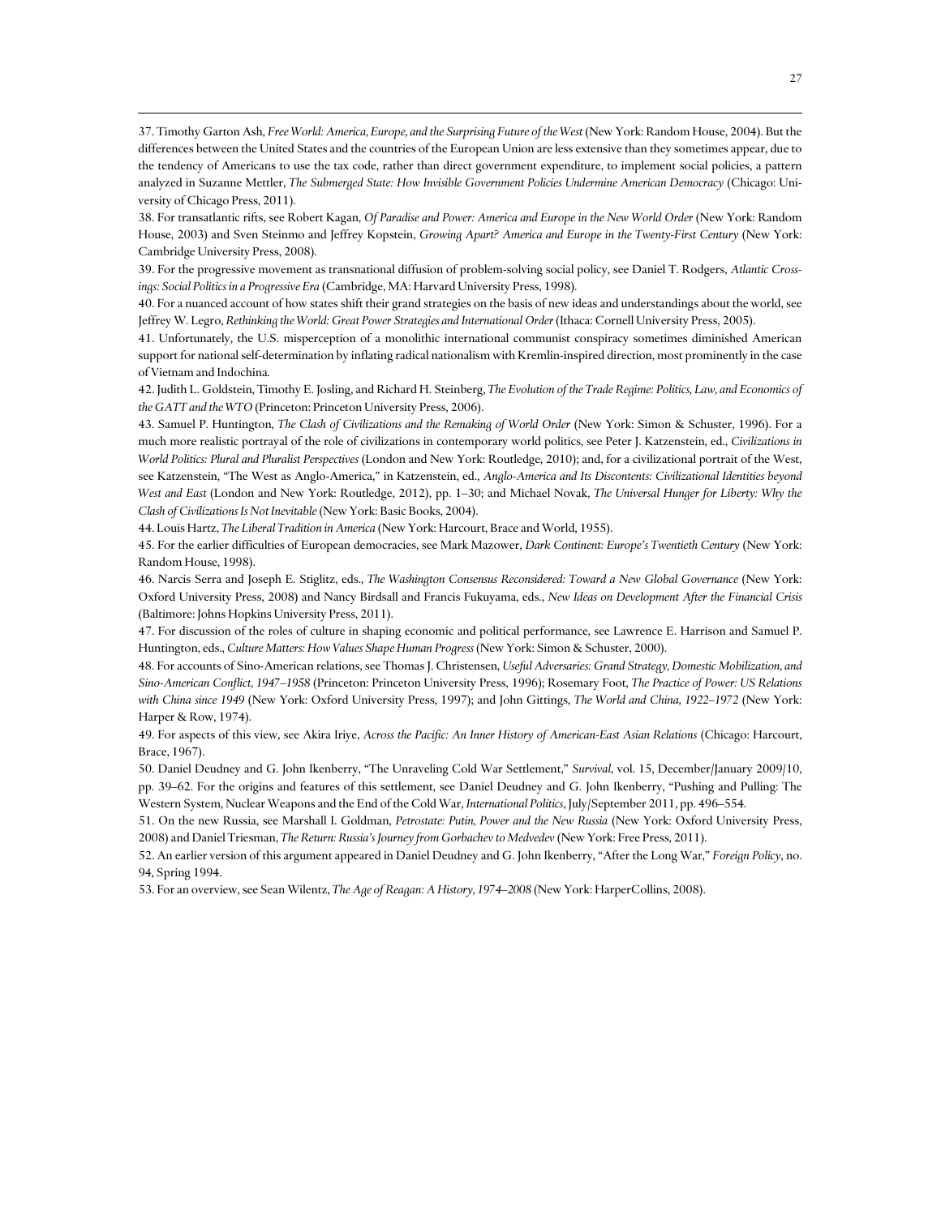37. Timothy Garton Ash, *Free World: America, Europe, and the Surprising Future of the West* (New York: Random House, 2004). But the differences between the United States and the countries of the European Union are less extensive than they sometimes appear, due to the tendency of Americans to use the tax code, rather than direct government expenditure, to implement social policies, a pattern analyzed in Suzanne Mettler, *The Submerged State: How Invisible Government Policies Undermine American Democracy* (Chicago: University of Chicago Press, 2011).

38. For transatlantic rifts, see Robert Kagan, *Of Paradise and Power: America and Europe in the New World Order* (New York: Random House, 2003) and Sven Steinmo and Jeffrey Kopstein, *Growing Apart? America and Europe in the Twenty-First Century* (New York: Cambridge University Press, 2008).

39. For the progressive movement as transnational diffusion of problem-solving social policy, see Daniel T. Rodgers, *Atlantic Crossings: Social Politics in a Progressive Era* (Cambridge, MA: Harvard University Press, 1998).

40. For a nuanced account of how states shift their grand strategies on the basis of new ideas and understandings about the world, see Jeffrey W. Legro, *Rethinking the World: Great Power Strategies and International Order* (Ithaca: Cornell University Press, 2005).

41. Unfortunately, the U.S. misperception of a monolithic international communist conspiracy sometimes diminished American support for national self-determination by inflating radical nationalism with Kremlin-inspired direction, most prominently in the case of Vietnam and Indochina.

42. Judith L. Goldstein, Timothy E. Josling, and Richard H. Steinberg, *The Evolution of the Trade Regime: Politics, Law, and Economics of the GATT and the WTO* (Princeton: Princeton University Press, 2006).

43. Samuel P. Huntington, *The Clash of Civilizations and the Remaking of World Order* (New York: Simon & Schuster, 1996). For a much more realistic portrayal of the role of civilizations in contemporary world politics, see Peter J. Katzenstein, ed., *Civilizations in World Politics: Plural and Pluralist Perspectives* (London and New York: Routledge, 2010); and, for a civilizational portrait of the West, see Katzenstein, "The West as Anglo-America," in Katzenstein, ed., *Anglo-America and Its Discontents: Civilizational Identities beyond West and East* (London and New York: Routledge, 2012), pp. 1–30; and Michael Novak, *The Universal Hunger for Liberty: Why the Clash of Civilizations Is Not Inevitable* (New York: Basic Books, 2004).

44. Louis Hartz, *The Liberal Tradition in America* (New York: Harcourt, Brace and World, 1955).

45. For the earlier difficulties of European democracies, see Mark Mazower, *Dark Continent: Europe's Twentieth Century* (New York: Random House, 1998).

46. Narcis Serra and Joseph E. Stiglitz, eds., *The Washington Consensus Reconsidered: Toward a New Global Governance* (New York: Oxford University Press, 2008) and Nancy Birdsall and Francis Fukuyama, eds., *New Ideas on Development After the Financial Crisis* (Baltimore: Johns Hopkins University Press, 2011).

47. For discussion of the roles of culture in shaping economic and political performance, see Lawrence E. Harrison and Samuel P. Huntington, eds., *Culture Matters: How Values Shape Human Progress* (New York: Simon & Schuster, 2000).

48. For accounts of Sino-American relations, see Thomas J. Christensen, *Useful Adversaries: Grand Strategy, Domestic Mobilization, and Sino-American Conflict, 1947–1958* (Princeton: Princeton University Press, 1996); Rosemary Foot, *The Practice of Power: US Relations with China since 1949* (New York: Oxford University Press, 1997); and John Gittings, *The World and China, 1922–1972* (New York: Harper & Row, 1974).

49. For aspects of this view, see Akira Iriye, *Across the Pacific: An Inner History of American-East Asian Relations* (Chicago: Harcourt, Brace, 1967).

50. Daniel Deudney and G. John Ikenberry, "The Unraveling Cold War Settlement," *Survival*, vol. 15, December/January 2009/10, pp. 39–62. For the origins and features of this settlement, see Daniel Deudney and G. John Ikenberry, "Pushing and Pulling: The Western System, Nuclear Weapons and the End of the Cold War, *International Politics*, July/September 2011, pp. 496–554.

51. On the new Russia, see Marshall I. Goldman, *Petrostate: Putin, Power and the New Russia* (New York: Oxford University Press, 2008) and Daniel Triesman, *The Return: Russia's Journey from Gorbachev to Medvedev* (New York: Free Press, 2011).

52. An earlier version of this argument appeared in Daniel Deudney and G. John Ikenberry, "After the Long War," *Foreign Policy*, no. 94, Spring 1994.

53. For an overview, see Sean Wilentz, *The Age of Reagan: A History, 1974–2008* (New York: HarperCollins, 2008).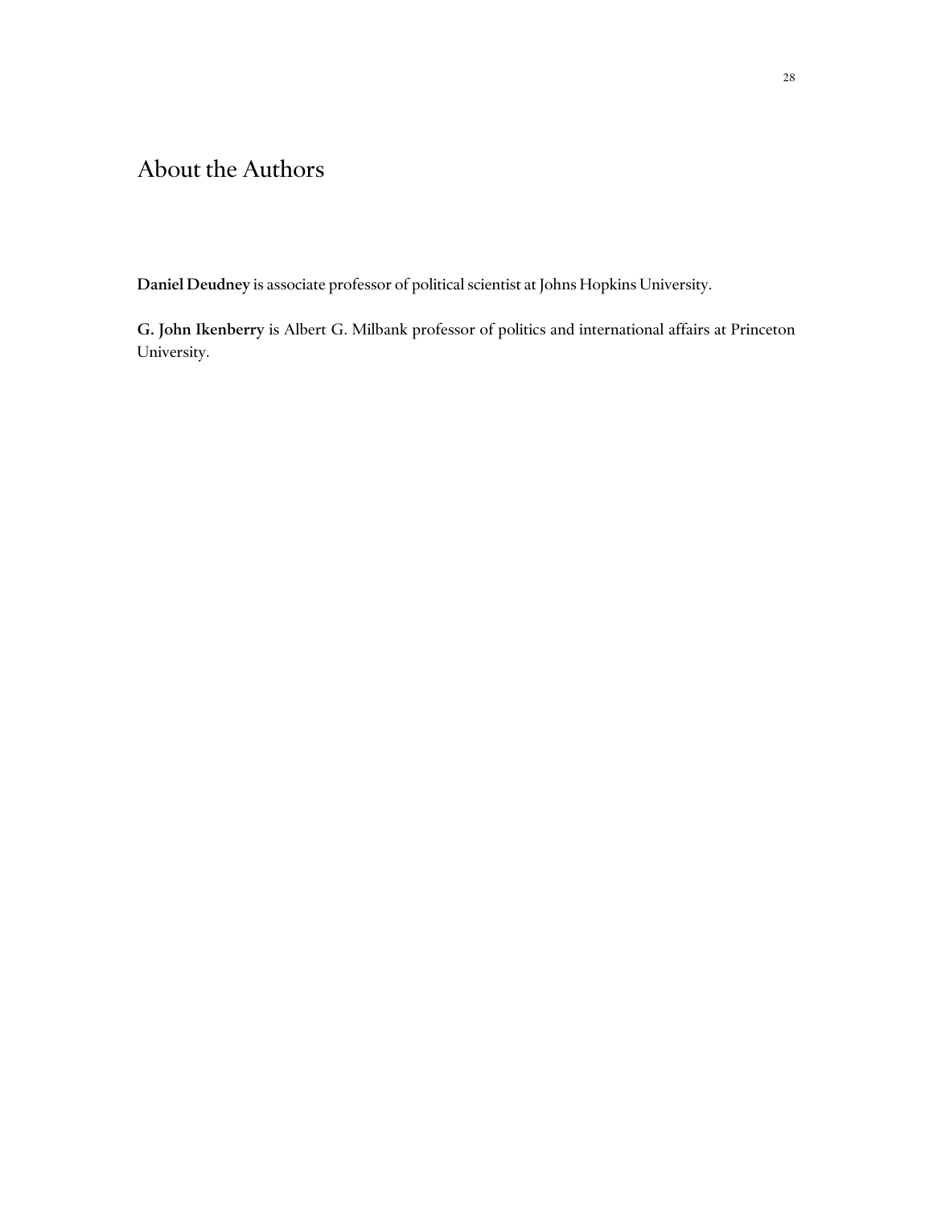# About the Authors

**Daniel Deudney** is associate professor of political scientist at Johns Hopkins University.

**G. John Ikenberry** is Albert G. Milbank professor of politics and international affairs at Princeton University.